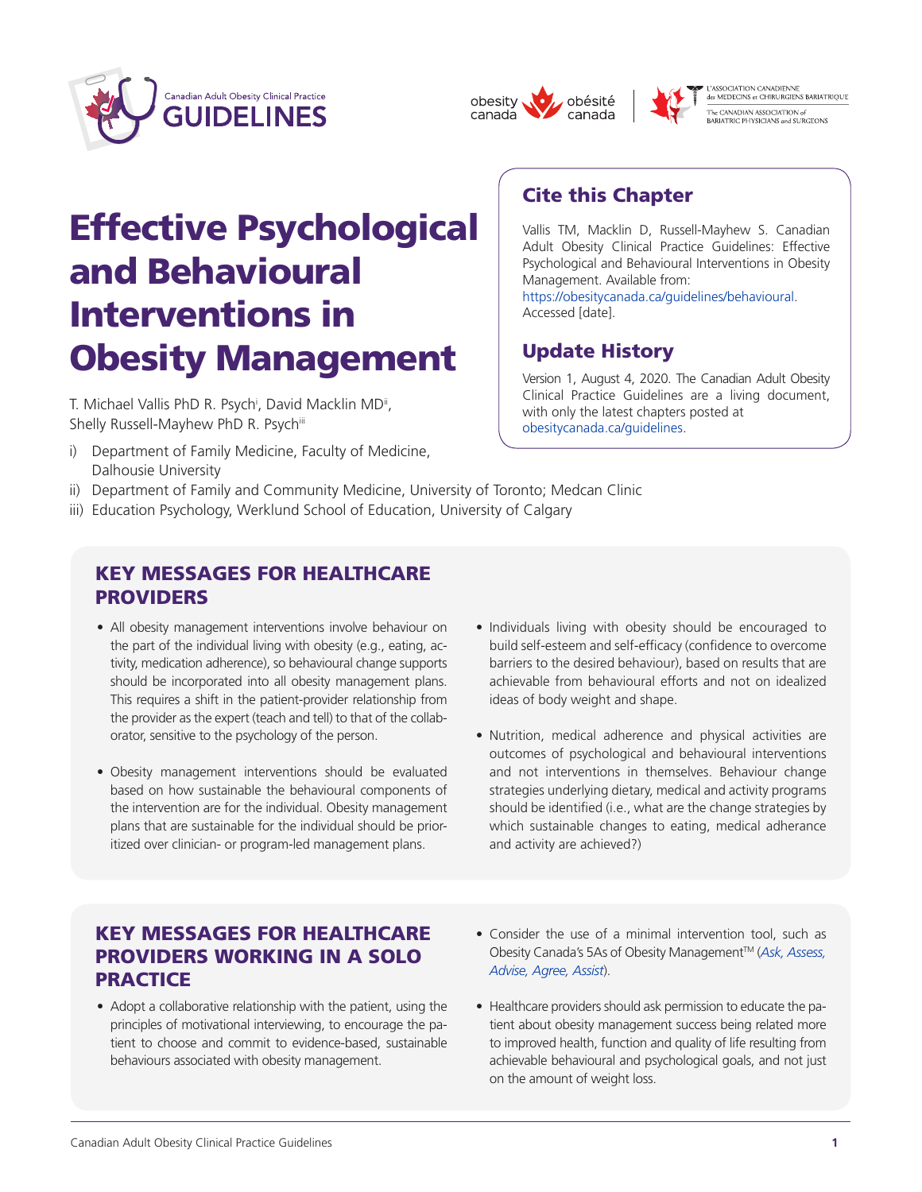# Effective Psychological and Behavioural Interventions in Obesity Management

T. Michael Vallis PhD R. Psych[i], David Macklin MD[ii], Shelly Russell-Mayhew PhD R. Psych[iii]

i) Department of Family Medicine, Faculty of Medicine, Dalhousie University
ii) Department of Family and Community Medicine, University of Toronto; Medcan Clinic
iii) Education Psychology, Werklund School of Education, University of Calgary

## Cite this Chapter

Vallis TM, Macklin D, Russell-Mayhew S. Canadian Adult Obesity Clinical Practice Guidelines: Effective Psychological and Behavioural Interventions in Obesity Management. Available from: https://obesitycanada.ca/guidelines/behavioural. Accessed [date].

## Update History

Version 1, August 4, 2020. The Canadian Adult Obesity Clinical Practice Guidelines are a living document, with only the latest chapters posted at obesitycanada.ca/guidelines.

## KEY MESSAGES FOR HEALTHCARE PROVIDERS

- All obesity management interventions involve behaviour on the part of the individual living with obesity (e.g., eating, activity, medication adherence), so behavioural change supports should be incorporated into all obesity management plans. This requires a shift in the patient-provider relationship from the provider as the expert (teach and tell) to that of the collaborator, sensitive to the psychology of the person.
- Obesity management interventions should be evaluated based on how sustainable the behavioural components of the intervention are for the individual. Obesity management plans that are sustainable for the individual should be prioritized over clinician- or program-led management plans.
- Individuals living with obesity should be encouraged to build self-esteem and self-efficacy (confidence to overcome barriers to the desired behaviour), based on results that are achievable from behavioural efforts and not on idealized ideas of body weight and shape.
- Nutrition, medical adherence and physical activities are outcomes of psychological and behavioural interventions and not interventions in themselves. Behaviour change strategies underlying dietary, medical and activity programs should be identified (i.e., what are the change strategies by which sustainable changes to eating, medical adherance and activity are achieved?)

## KEY MESSAGES FOR HEALTHCARE PROVIDERS WORKING IN A SOLO PRACTICE

- Adopt a collaborative relationship with the patient, using the principles of motivational interviewing, to encourage the patient to choose and commit to evidence-based, sustainable behaviours associated with obesity management.
- Consider the use of a minimal intervention tool, such as Obesity Canada's 5As of Obesity Management™ (*Ask, Assess, Advise, Agree, Assist*).
- Healthcare providers should ask permission to educate the patient about obesity management success being related more to improved health, function and quality of life resulting from achievable behavioural and psychological goals, and not just on the amount of weight loss.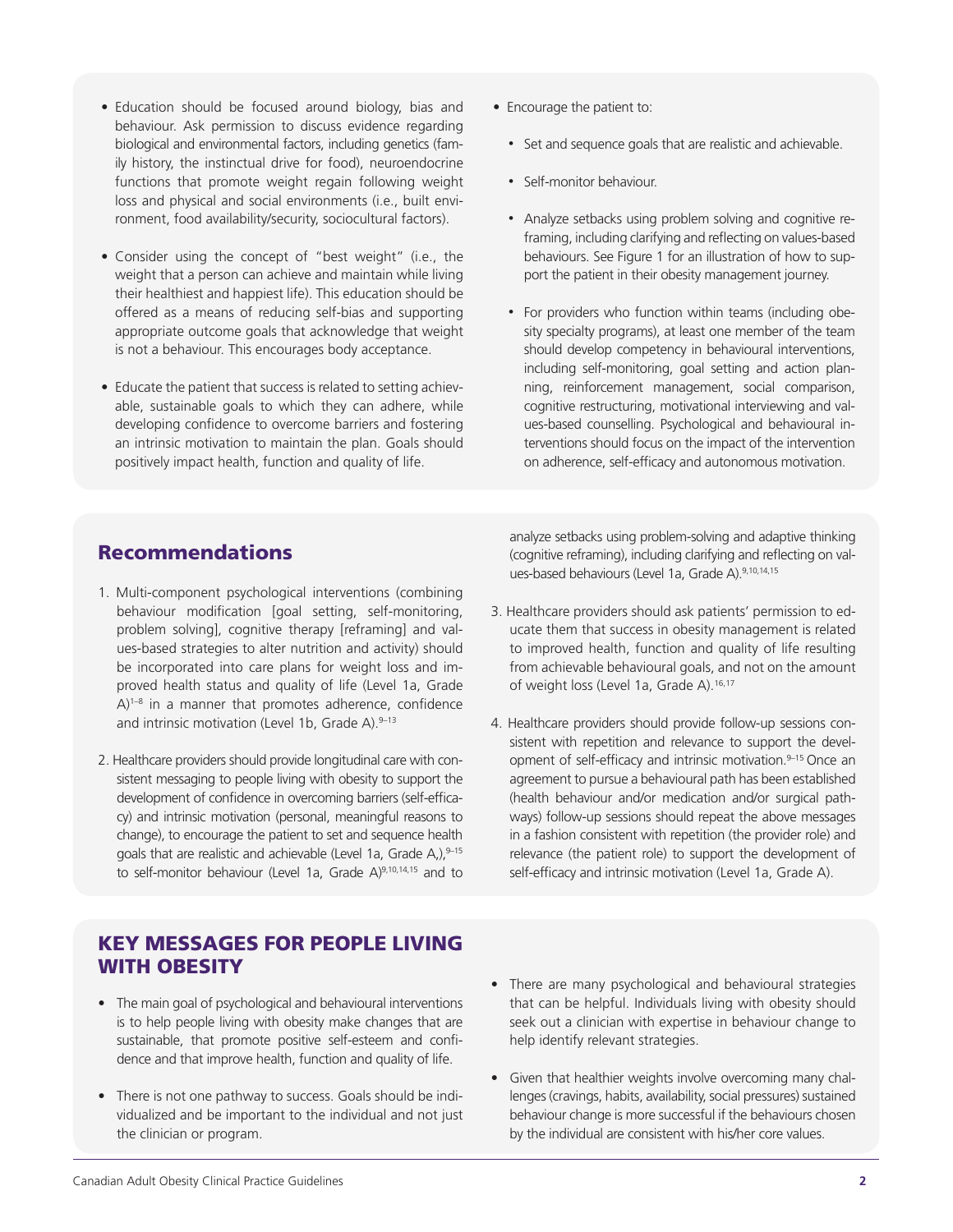- Education should be focused around biology, bias and behaviour. Ask permission to discuss evidence regarding biological and environmental factors, including genetics (family history, the instinctual drive for food), neuroendocrine functions that promote weight regain following weight loss and physical and social environments (i.e., built environment, food availability/security, sociocultural factors).

- Consider using the concept of "best weight" (i.e., the weight that a person can achieve and maintain while living their healthiest and happiest life). This education should be offered as a means of reducing self-bias and supporting appropriate outcome goals that acknowledge that weight is not a behaviour. This encourages body acceptance.

- Educate the patient that success is related to setting achievable, sustainable goals to which they can adhere, while developing confidence to overcome barriers and fostering an intrinsic motivation to maintain the plan. Goals should positively impact health, function and quality of life.

- Encourage the patient to:
  - Set and sequence goals that are realistic and achievable.
  - Self-monitor behaviour.
  - Analyze setbacks using problem solving and cognitive reframing, including clarifying and reflecting on values-based behaviours. See Figure 1 for an illustration of how to support the patient in their obesity management journey.
  - For providers who function within teams (including obesity specialty programs), at least one member of the team should develop competency in behavioural interventions, including self-monitoring, goal setting and action planning, reinforcement management, social comparison, cognitive restructuring, motivational interviewing and values-based counselling. Psychological and behavioural interventions should focus on the impact of the intervention on adherence, self-efficacy and autonomous motivation.

## Recommendations

1. Multi-component psychological interventions (combining behaviour modification [goal setting, self-monitoring, problem solving], cognitive therapy [reframing] and values-based strategies to alter nutrition and activity) should be incorporated into care plans for weight loss and improved health status and quality of life (Level 1a, Grade A)[1–8] in a manner that promotes adherence, confidence and intrinsic motivation (Level 1b, Grade A).[9–13]

2. Healthcare providers should provide longitudinal care with consistent messaging to people living with obesity to support the development of confidence in overcoming barriers (self-efficacy) and intrinsic motivation (personal, meaningful reasons to change), to encourage the patient to set and sequence health goals that are realistic and achievable (Level 1a, Grade A,),[9–15] to self-monitor behaviour (Level 1a, Grade A)[9,10,14,15] and to analyze setbacks using problem-solving and adaptive thinking (cognitive reframing), including clarifying and reflecting on values-based behaviours (Level 1a, Grade A).[9,10,14,15]

3. Healthcare providers should ask patients' permission to educate them that success in obesity management is related to improved health, function and quality of life resulting from achievable behavioural goals, and not on the amount of weight loss (Level 1a, Grade A).[16,17]

4. Healthcare providers should provide follow-up sessions consistent with repetition and relevance to support the development of self-efficacy and intrinsic motivation.[9–15] Once an agreement to pursue a behavioural path has been established (health behaviour and/or medication and/or surgical pathways) follow-up sessions should repeat the above messages in a fashion consistent with repetition (the provider role) and relevance (the patient role) to support the development of self-efficacy and intrinsic motivation (Level 1a, Grade A).

## KEY MESSAGES FOR PEOPLE LIVING WITH OBESITY

- The main goal of psychological and behavioural interventions is to help people living with obesity make changes that are sustainable, that promote positive self-esteem and confidence and that improve health, function and quality of life.

- There is not one pathway to success. Goals should be individualized and be important to the individual and not just the clinician or program.

- There are many psychological and behavioural strategies that can be helpful. Individuals living with obesity should seek out a clinician with expertise in behaviour change to help identify relevant strategies.

- Given that healthier weights involve overcoming many challenges (cravings, habits, availability, social pressures) sustained behaviour change is more successful if the behaviours chosen by the individual are consistent with his/her core values.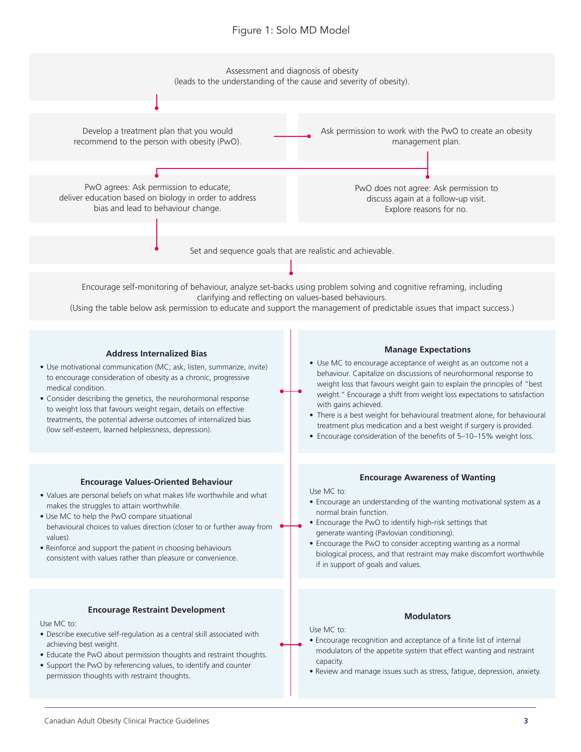Figure 1: Solo MD Model

Assessment and diagnosis of obesity
(leads to the understanding of the cause and severity of obesity).

Develop a treatment plan that you would recommend to the person with obesity (PwO).

Ask permission to work with the PwO to create an obesity management plan.

PwO agrees: Ask permission to educate; deliver education based on biology in order to address bias and lead to behaviour change.

PwO does not agree: Ask permission to discuss again at a follow-up visit. Explore reasons for no.

Set and sequence goals that are realistic and achievable.

Encourage self-monitoring of behaviour, analyze set-backs using problem solving and cognitive reframing, including clarifying and reflecting on values-based behaviours.
(Using the table below ask permission to educate and support the management of predictable issues that impact success.)

**Address Internalized Bias**

- Use motivational communication (MC; ask, listen, summarize, invite) to encourage consideration of obesity as a chronic, progressive medical condition.
- Consider describing the genetics, the neurohormonal response to weight loss that favours weight regain, details on effective treatments, the potential adverse outcomes of internalized bias (low self-esteem, learned helplessness, depression).

**Manage Expectations**

- Use MC to encourage acceptance of weight as an outcome not a behaviour. Capitalize on discussions of neurohormonal response to weight loss that favours weight gain to explain the principles of "best weight." Encourage a shift from weight loss expectations to satisfaction with gains achieved.
- There is a best weight for behavioural treatment alone, for behavioural treatment plus medication and a best weight if surgery is provided.
- Encourage consideration of the benefits of 5–10–15% weight loss.

**Encourage Values-Oriented Behaviour**

- Values are personal beliefs on what makes life worthwhile and what makes the struggles to attain worthwhile.
- Use MC to help the PwO compare situational behavioural choices to values direction (closer to or further away from values).
- Reinforce and support the patient in choosing behaviours consistent with values rather than pleasure or convenience.

**Encourage Awareness of Wanting**

Use MC to:

- Encourage an understanding of the wanting motivational system as a normal brain function.
- Encourage the PwO to identify high-risk settings that generate wanting (Pavlovian conditioning).
- Encourage the PwO to consider accepting wanting as a normal biological process, and that restraint may make discomfort worthwhile if in support of goals and values.

**Encourage Restraint Development**

Use MC to:

- Describe executive self-regulation as a central skill associated with achieving best weight.
- Educate the PwO about permission thoughts and restraint thoughts.
- Support the PwO by referencing values, to identify and counter permission thoughts with restraint thoughts.

**Modulators**

Use MC to:

- Encourage recognition and acceptance of a finite list of internal modulators of the appetite system that effect wanting and restraint capacity.
- Review and manage issues such as stress, fatigue, depression, anxiety.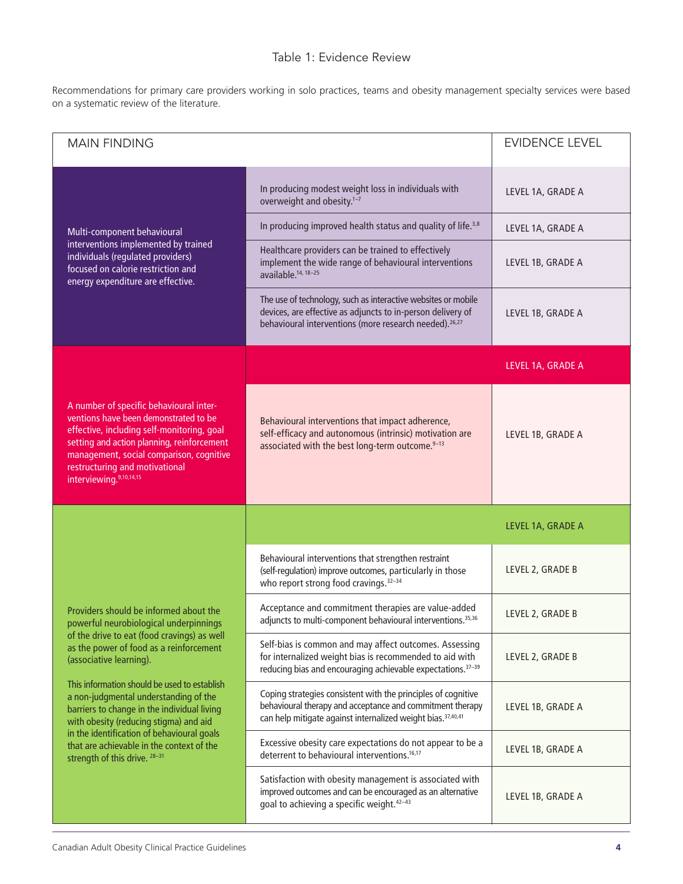Table 1: Evidence Review

Recommendations for primary care providers working in solo practices, teams and obesity management specialty services were based on a systematic review of the literature.

| MAIN FINDING | | EVIDENCE LEVEL |
|---|---|---|
| Multi-component behavioural interventions implemented by trained individuals (regulated providers) focused on calorie restriction and energy expenditure are effective. | In producing modest weight loss in individuals with overweight and obesity.[1–7] | LEVEL 1A, GRADE A |
| | In producing improved health status and quality of life.[3,8] | LEVEL 1A, GRADE A |
| | Healthcare providers can be trained to effectively implement the wide range of behavioural interventions available.[14, 18–25] | LEVEL 1B, GRADE A |
| | The use of technology, such as interactive websites or mobile devices, are effective as adjuncts to in-person delivery of behavioural interventions (more research needed).[26,27] | LEVEL 1B, GRADE A |
| A number of specific behavioural interventions have been demonstrated to be effective, including self-monitoring, goal setting and action planning, reinforcement management, social comparison, cognitive restructuring and motivational interviewing.[9,10,14,15] | | LEVEL 1A, GRADE A |
| | Behavioural interventions that impact adherence, self-efficacy and autonomous (intrinsic) motivation are associated with the best long-term outcome.[9–13] | LEVEL 1B, GRADE A |
| Providers should be informed about the powerful neurobiological underpinnings of the drive to eat (food cravings) as well as the power of food as a reinforcement (associative learning). This information should be used to establish a non-judgmental understanding of the barriers to change in the individual living with obesity (reducing stigma) and aid in the identification of behavioural goals that are achievable in the context of the strength of this drive.[28–31] | | LEVEL 1A, GRADE A |
| | Behavioural interventions that strengthen restraint (self-regulation) improve outcomes, particularly in those who report strong food cravings.[32–34] | LEVEL 2, GRADE B |
| | Acceptance and commitment therapies are value-added adjuncts to multi-component behavioural interventions.[35,36] | LEVEL 2, GRADE B |
| | Self-bias is common and may affect outcomes. Assessing for internalized weight bias is recommended to aid with reducing bias and encouraging achievable expectations.[37–39] | LEVEL 2, GRADE B |
| | Coping strategies consistent with the principles of cognitive behavioural therapy and acceptance and commitment therapy can help mitigate against internalized weight bias.[37,40,41] | LEVEL 1B, GRADE A |
| | Excessive obesity care expectations do not appear to be a deterrent to behavioural interventions.[16,17] | LEVEL 1B, GRADE A |
| | Satisfaction with obesity management is associated with improved outcomes and can be encouraged as an alternative goal to achieving a specific weight.[42–43] | LEVEL 1B, GRADE A |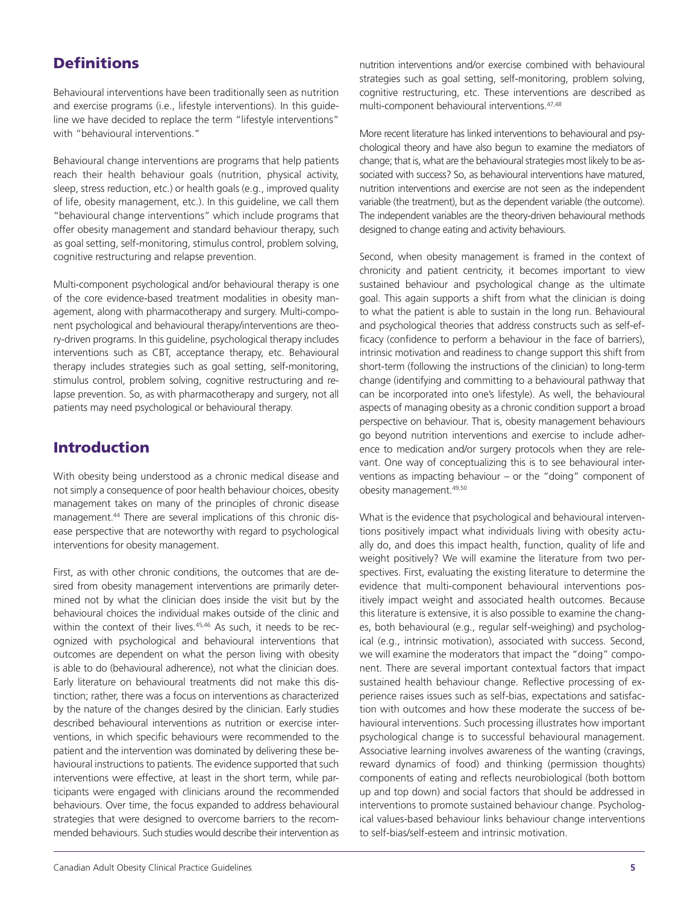## Definitions

Behavioural interventions have been traditionally seen as nutrition and exercise programs (i.e., lifestyle interventions). In this guideline we have decided to replace the term "lifestyle interventions" with "behavioural interventions."

Behavioural change interventions are programs that help patients reach their health behaviour goals (nutrition, physical activity, sleep, stress reduction, etc.) or health goals (e.g., improved quality of life, obesity management, etc.). In this guideline, we call them "behavioural change interventions" which include programs that offer obesity management and standard behaviour therapy, such as goal setting, self-monitoring, stimulus control, problem solving, cognitive restructuring and relapse prevention.

Multi-component psychological and/or behavioural therapy is one of the core evidence-based treatment modalities in obesity management, along with pharmacotherapy and surgery. Multi-component psychological and behavioural therapy/interventions are theory-driven programs. In this guideline, psychological therapy includes interventions such as CBT, acceptance therapy, etc. Behavioural therapy includes strategies such as goal setting, self-monitoring, stimulus control, problem solving, cognitive restructuring and relapse prevention. So, as with pharmacotherapy and surgery, not all patients may need psychological or behavioural therapy.

## Introduction

With obesity being understood as a chronic medical disease and not simply a consequence of poor health behaviour choices, obesity management takes on many of the principles of chronic disease management.[44] There are several implications of this chronic disease perspective that are noteworthy with regard to psychological interventions for obesity management.

First, as with other chronic conditions, the outcomes that are desired from obesity management interventions are primarily determined not by what the clinician does inside the visit but by the behavioural choices the individual makes outside of the clinic and within the context of their lives.[45,46] As such, it needs to be recognized with psychological and behavioural interventions that outcomes are dependent on what the person living with obesity is able to do (behavioural adherence), not what the clinician does. Early literature on behavioural treatments did not make this distinction; rather, there was a focus on interventions as characterized by the nature of the changes desired by the clinician. Early studies described behavioural interventions as nutrition or exercise interventions, in which specific behaviours were recommended to the patient and the intervention was dominated by delivering these behavioural instructions to patients. The evidence supported that such interventions were effective, at least in the short term, while participants were engaged with clinicians around the recommended behaviours. Over time, the focus expanded to address behavioural strategies that were designed to overcome barriers to the recommended behaviours. Such studies would describe their intervention as nutrition interventions and/or exercise combined with behavioural strategies such as goal setting, self-monitoring, problem solving, cognitive restructuring, etc. These interventions are described as multi-component behavioural interventions.[47,48]

More recent literature has linked interventions to behavioural and psychological theory and have also begun to examine the mediators of change; that is, what are the behavioural strategies most likely to be associated with success? So, as behavioural interventions have matured, nutrition interventions and exercise are not seen as the independent variable (the treatment), but as the dependent variable (the outcome). The independent variables are the theory-driven behavioural methods designed to change eating and activity behaviours.

Second, when obesity management is framed in the context of chronicity and patient centricity, it becomes important to view sustained behaviour and psychological change as the ultimate goal. This again supports a shift from what the clinician is doing to what the patient is able to sustain in the long run. Behavioural and psychological theories that address constructs such as self-efficacy (confidence to perform a behaviour in the face of barriers), intrinsic motivation and readiness to change support this shift from short-term (following the instructions of the clinician) to long-term change (identifying and committing to a behavioural pathway that can be incorporated into one's lifestyle). As well, the behavioural aspects of managing obesity as a chronic condition support a broad perspective on behaviour. That is, obesity management behaviours go beyond nutrition interventions and exercise to include adherence to medication and/or surgery protocols when they are relevant. One way of conceptualizing this is to see behavioural interventions as impacting behaviour – or the "doing" component of obesity management.[49,50]

What is the evidence that psychological and behavioural interventions positively impact what individuals living with obesity actually do, and does this impact health, function, quality of life and weight positively? We will examine the literature from two perspectives. First, evaluating the existing literature to determine the evidence that multi-component behavioural interventions positively impact weight and associated health outcomes. Because this literature is extensive, it is also possible to examine the changes, both behavioural (e.g., regular self-weighing) and psychological (e.g., intrinsic motivation), associated with success. Second, we will examine the moderators that impact the "doing" component. There are several important contextual factors that impact sustained health behaviour change. Reflective processing of experience raises issues such as self-bias, expectations and satisfaction with outcomes and how these moderate the success of behavioural interventions. Such processing illustrates how important psychological change is to successful behavioural management. Associative learning involves awareness of the wanting (cravings, reward dynamics of food) and thinking (permission thoughts) components of eating and reflects neurobiological (both bottom up and top down) and social factors that should be addressed in interventions to promote sustained behaviour change. Psychological values-based behaviour links behaviour change interventions to self-bias/self-esteem and intrinsic motivation.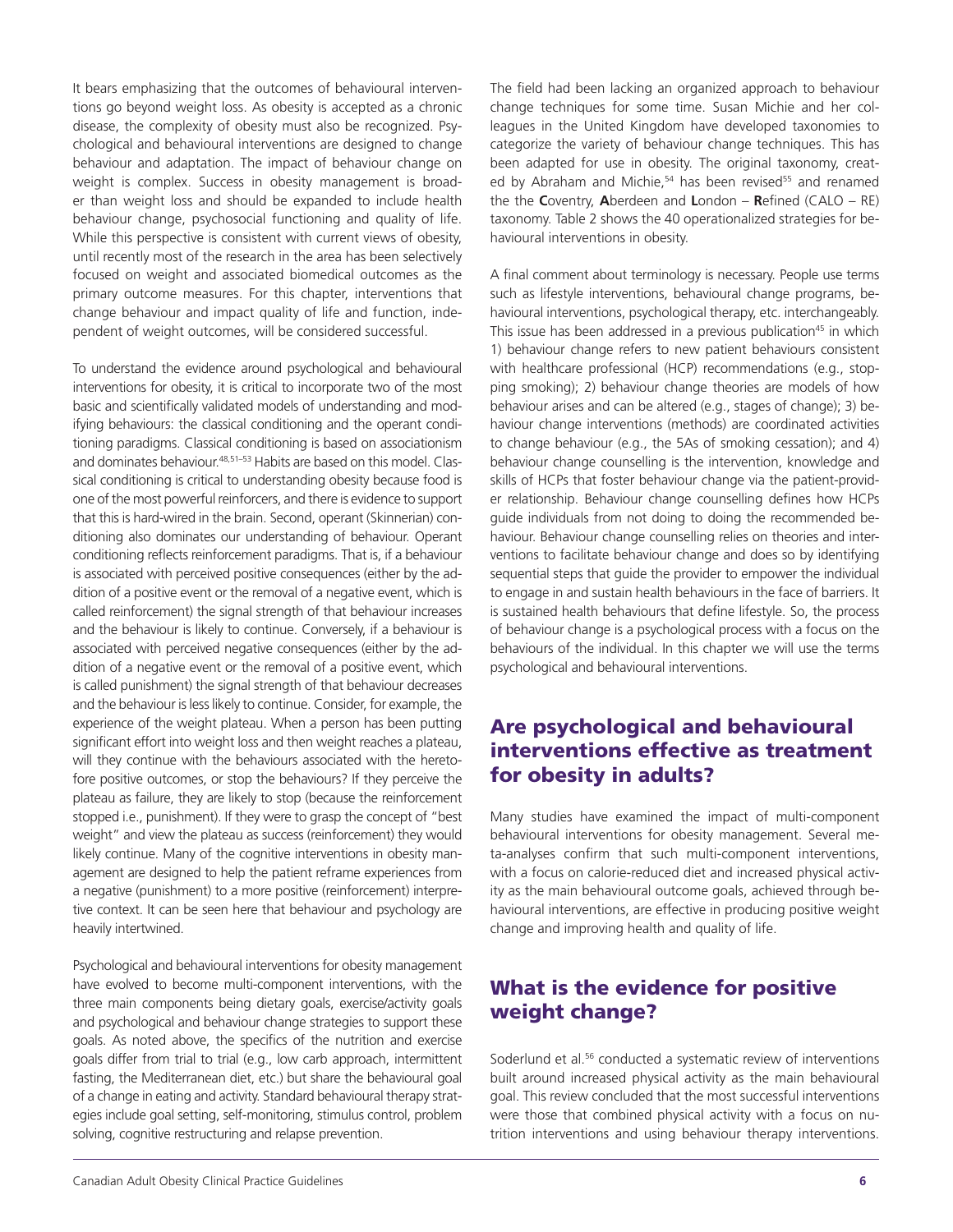It bears emphasizing that the outcomes of behavioural interventions go beyond weight loss. As obesity is accepted as a chronic disease, the complexity of obesity must also be recognized. Psychological and behavioural interventions are designed to change behaviour and adaptation. The impact of behaviour change on weight is complex. Success in obesity management is broader than weight loss and should be expanded to include health behaviour change, psychosocial functioning and quality of life. While this perspective is consistent with current views of obesity, until recently most of the research in the area has been selectively focused on weight and associated biomedical outcomes as the primary outcome measures. For this chapter, interventions that change behaviour and impact quality of life and function, independent of weight outcomes, will be considered successful.

To understand the evidence around psychological and behavioural interventions for obesity, it is critical to incorporate two of the most basic and scientifically validated models of understanding and modifying behaviours: the classical conditioning and the operant conditioning paradigms. Classical conditioning is based on associationism and dominates behaviour.[48,51–53] Habits are based on this model. Classical conditioning is critical to understanding obesity because food is one of the most powerful reinforcers, and there is evidence to support that this is hard-wired in the brain. Second, operant (Skinnerian) conditioning also dominates our understanding of behaviour. Operant conditioning reflects reinforcement paradigms. That is, if a behaviour is associated with perceived positive consequences (either by the addition of a positive event or the removal of a negative event, which is called reinforcement) the signal strength of that behaviour increases and the behaviour is likely to continue. Conversely, if a behaviour is associated with perceived negative consequences (either by the addition of a negative event or the removal of a positive event, which is called punishment) the signal strength of that behaviour decreases and the behaviour is less likely to continue. Consider, for example, the experience of the weight plateau. When a person has been putting significant effort into weight loss and then weight reaches a plateau, will they continue with the behaviours associated with the heretofore positive outcomes, or stop the behaviours? If they perceive the plateau as failure, they are likely to stop (because the reinforcement stopped i.e., punishment). If they were to grasp the concept of "best weight" and view the plateau as success (reinforcement) they would likely continue. Many of the cognitive interventions in obesity management are designed to help the patient reframe experiences from a negative (punishment) to a more positive (reinforcement) interpretive context. It can be seen here that behaviour and psychology are heavily intertwined.

Psychological and behavioural interventions for obesity management have evolved to become multi-component interventions, with the three main components being dietary goals, exercise/activity goals and psychological and behaviour change strategies to support these goals. As noted above, the specifics of the nutrition and exercise goals differ from trial to trial (e.g., low carb approach, intermittent fasting, the Mediterranean diet, etc.) but share the behavioural goal of a change in eating and activity. Standard behavioural therapy strategies include goal setting, self-monitoring, stimulus control, problem solving, cognitive restructuring and relapse prevention.

The field had been lacking an organized approach to behaviour change techniques for some time. Susan Michie and her colleagues in the United Kingdom have developed taxonomies to categorize the variety of behaviour change techniques. This has been adapted for use in obesity. The original taxonomy, created by Abraham and Michie,[54] has been revised[55] and renamed the the **C**oventry, **A**berdeen and **L**ondon – **R**efined (CALO – RE) taxonomy. Table 2 shows the 40 operationalized strategies for behavioural interventions in obesity.

A final comment about terminology is necessary. People use terms such as lifestyle interventions, behavioural change programs, behavioural interventions, psychological therapy, etc. interchangeably. This issue has been addressed in a previous publication[45] in which 1) behaviour change refers to new patient behaviours consistent with healthcare professional (HCP) recommendations (e.g., stopping smoking); 2) behaviour change theories are models of how behaviour arises and can be altered (e.g., stages of change); 3) behaviour change interventions (methods) are coordinated activities to change behaviour (e.g., the 5As of smoking cessation); and 4) behaviour change counselling is the intervention, knowledge and skills of HCPs that foster behaviour change via the patient-provider relationship. Behaviour change counselling defines how HCPs guide individuals from not doing to doing the recommended behaviour. Behaviour change counselling relies on theories and interventions to facilitate behaviour change and does so by identifying sequential steps that guide the provider to empower the individual to engage in and sustain health behaviours in the face of barriers. It is sustained health behaviours that define lifestyle. So, the process of behaviour change is a psychological process with a focus on the behaviours of the individual. In this chapter we will use the terms psychological and behavioural interventions.

## Are psychological and behavioural interventions effective as treatment for obesity in adults?

Many studies have examined the impact of multi-component behavioural interventions for obesity management. Several meta-analyses confirm that such multi-component interventions, with a focus on calorie-reduced diet and increased physical activity as the main behavioural outcome goals, achieved through behavioural interventions, are effective in producing positive weight change and improving health and quality of life.

## What is the evidence for positive weight change?

Soderlund et al.[56] conducted a systematic review of interventions built around increased physical activity as the main behavioural goal. This review concluded that the most successful interventions were those that combined physical activity with a focus on nutrition interventions and using behaviour therapy interventions.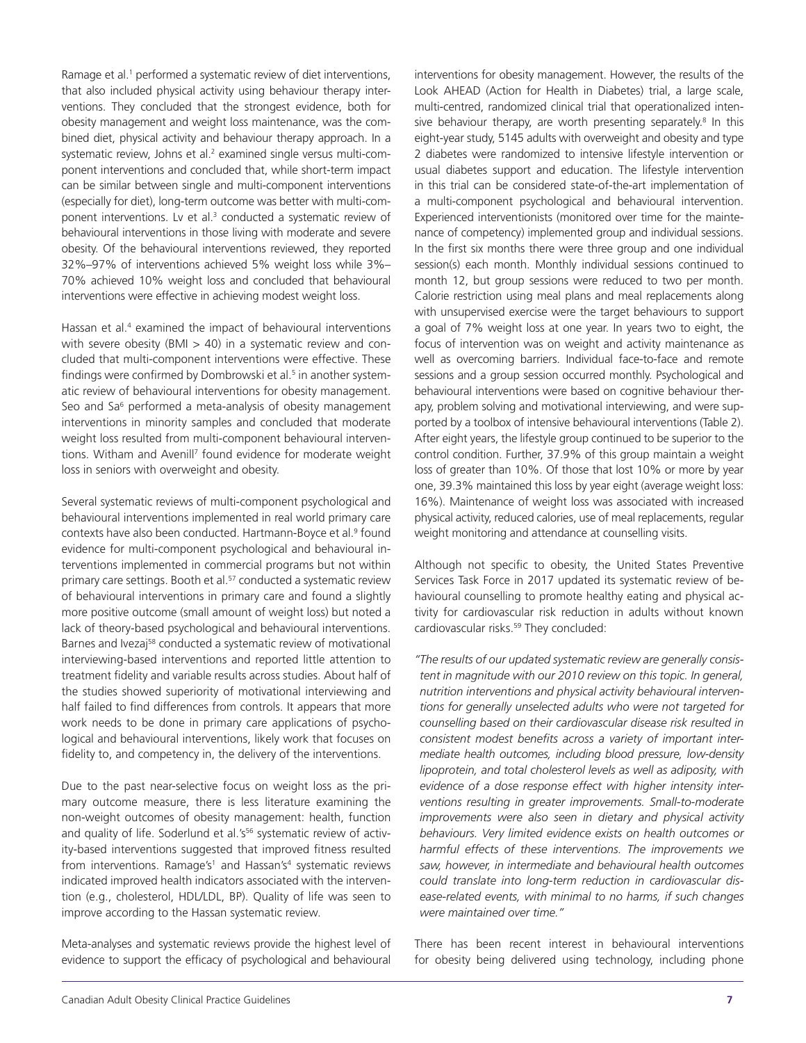Ramage et al.[1] performed a systematic review of diet interventions, that also included physical activity using behaviour therapy interventions. They concluded that the strongest evidence, both for obesity management and weight loss maintenance, was the combined diet, physical activity and behaviour therapy approach. In a systematic review, Johns et al.[2] examined single versus multi-component interventions and concluded that, while short-term impact can be similar between single and multi-component interventions (especially for diet), long-term outcome was better with multi-component interventions. Lv et al.[3] conducted a systematic review of behavioural interventions in those living with moderate and severe obesity. Of the behavioural interventions reviewed, they reported 32%–97% of interventions achieved 5% weight loss while 3%–70% achieved 10% weight loss and concluded that behavioural interventions were effective in achieving modest weight loss.

Hassan et al.[4] examined the impact of behavioural interventions with severe obesity (BMI > 40) in a systematic review and concluded that multi-component interventions were effective. These findings were confirmed by Dombrowski et al.[5] in another systematic review of behavioural interventions for obesity management. Seo and Sa[6] performed a meta-analysis of obesity management interventions in minority samples and concluded that moderate weight loss resulted from multi-component behavioural interventions. Witham and Avenill[7] found evidence for moderate weight loss in seniors with overweight and obesity.

Several systematic reviews of multi-component psychological and behavioural interventions implemented in real world primary care contexts have also been conducted. Hartmann-Boyce et al.[9] found evidence for multi-component psychological and behavioural interventions implemented in commercial programs but not within primary care settings. Booth et al.[57] conducted a systematic review of behavioural interventions in primary care and found a slightly more positive outcome (small amount of weight loss) but noted a lack of theory-based psychological and behavioural interventions. Barnes and Ivezaj[58] conducted a systematic review of motivational interviewing-based interventions and reported little attention to treatment fidelity and variable results across studies. About half of the studies showed superiority of motivational interviewing and half failed to find differences from controls. It appears that more work needs to be done in primary care applications of psychological and behavioural interventions, likely work that focuses on fidelity to, and competency in, the delivery of the interventions.

Due to the past near-selective focus on weight loss as the primary outcome measure, there is less literature examining the non-weight outcomes of obesity management: health, function and quality of life. Soderlund et al.'s[56] systematic review of activity-based interventions suggested that improved fitness resulted from interventions. Ramage's[1] and Hassan's[4] systematic reviews indicated improved health indicators associated with the intervention (e.g., cholesterol, HDL/LDL, BP). Quality of life was seen to improve according to the Hassan systematic review.

Meta-analyses and systematic reviews provide the highest level of evidence to support the efficacy of psychological and behavioural interventions for obesity management. However, the results of the Look AHEAD (Action for Health in Diabetes) trial, a large scale, multi-centred, randomized clinical trial that operationalized intensive behaviour therapy, are worth presenting separately.[8] In this eight-year study, 5145 adults with overweight and obesity and type 2 diabetes were randomized to intensive lifestyle intervention or usual diabetes support and education. The lifestyle intervention in this trial can be considered state-of-the-art implementation of a multi-component psychological and behavioural intervention. Experienced interventionists (monitored over time for the maintenance of competency) implemented group and individual sessions. In the first six months there were three group and one individual session(s) each month. Monthly individual sessions continued to month 12, but group sessions were reduced to two per month. Calorie restriction using meal plans and meal replacements along with unsupervised exercise were the target behaviours to support a goal of 7% weight loss at one year. In years two to eight, the focus of intervention was on weight and activity maintenance as well as overcoming barriers. Individual face-to-face and remote sessions and a group session occurred monthly. Psychological and behavioural interventions were based on cognitive behaviour therapy, problem solving and motivational interviewing, and were supported by a toolbox of intensive behavioural interventions (Table 2). After eight years, the lifestyle group continued to be superior to the control condition. Further, 37.9% of this group maintain a weight loss of greater than 10%. Of those that lost 10% or more by year one, 39.3% maintained this loss by year eight (average weight loss: 16%). Maintenance of weight loss was associated with increased physical activity, reduced calories, use of meal replacements, regular weight monitoring and attendance at counselling visits.

Although not specific to obesity, the United States Preventive Services Task Force in 2017 updated its systematic review of behavioural counselling to promote healthy eating and physical activity for cardiovascular risk reduction in adults without known cardiovascular risks.[59] They concluded:

*"The results of our updated systematic review are generally consistent in magnitude with our 2010 review on this topic. In general, nutrition interventions and physical activity behavioural interventions for generally unselected adults who were not targeted for counselling based on their cardiovascular disease risk resulted in consistent modest benefits across a variety of important intermediate health outcomes, including blood pressure, low-density lipoprotein, and total cholesterol levels as well as adiposity, with evidence of a dose response effect with higher intensity interventions resulting in greater improvements. Small-to-moderate improvements were also seen in dietary and physical activity behaviours. Very limited evidence exists on health outcomes or harmful effects of these interventions. The improvements we saw, however, in intermediate and behavioural health outcomes could translate into long-term reduction in cardiovascular disease-related events, with minimal to no harms, if such changes were maintained over time."*

There has been recent interest in behavioural interventions for obesity being delivered using technology, including phone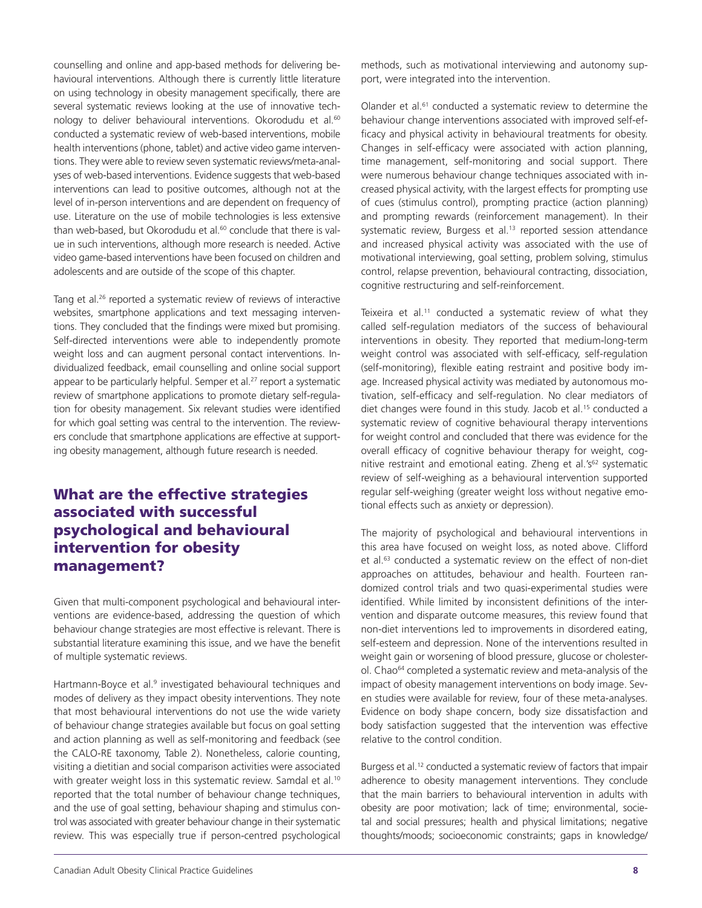counselling and online and app-based methods for delivering behavioural interventions. Although there is currently little literature on using technology in obesity management specifically, there are several systematic reviews looking at the use of innovative technology to deliver behavioural interventions. Okorodudu et al.[60] conducted a systematic review of web-based interventions, mobile health interventions (phone, tablet) and active video game interventions. They were able to review seven systematic reviews/meta-analyses of web-based interventions. Evidence suggests that web-based interventions can lead to positive outcomes, although not at the level of in-person interventions and are dependent on frequency of use. Literature on the use of mobile technologies is less extensive than web-based, but Okorodudu et al.[60] conclude that there is value in such interventions, although more research is needed. Active video game-based interventions have been focused on children and adolescents and are outside of the scope of this chapter.

Tang et al.[26] reported a systematic review of reviews of interactive websites, smartphone applications and text messaging interventions. They concluded that the findings were mixed but promising. Self-directed interventions were able to independently promote weight loss and can augment personal contact interventions. Individualized feedback, email counselling and online social support appear to be particularly helpful. Semper et al.[27] report a systematic review of smartphone applications to promote dietary self-regulation for obesity management. Six relevant studies were identified for which goal setting was central to the intervention. The reviewers conclude that smartphone applications are effective at supporting obesity management, although future research is needed.

## What are the effective strategies associated with successful psychological and behavioural intervention for obesity management?

Given that multi-component psychological and behavioural interventions are evidence-based, addressing the question of which behaviour change strategies are most effective is relevant. There is substantial literature examining this issue, and we have the benefit of multiple systematic reviews.

Hartmann-Boyce et al.[9] investigated behavioural techniques and modes of delivery as they impact obesity interventions. They note that most behavioural interventions do not use the wide variety of behaviour change strategies available but focus on goal setting and action planning as well as self-monitoring and feedback (see the CALO-RE taxonomy, Table 2). Nonetheless, calorie counting, visiting a dietitian and social comparison activities were associated with greater weight loss in this systematic review. Samdal et al.[10] reported that the total number of behaviour change techniques, and the use of goal setting, behaviour shaping and stimulus control was associated with greater behaviour change in their systematic review. This was especially true if person-centred psychological methods, such as motivational interviewing and autonomy support, were integrated into the intervention.

Olander et al.[61] conducted a systematic review to determine the behaviour change interventions associated with improved self-efficacy and physical activity in behavioural treatments for obesity. Changes in self-efficacy were associated with action planning, time management, self-monitoring and social support. There were numerous behaviour change techniques associated with increased physical activity, with the largest effects for prompting use of cues (stimulus control), prompting practice (action planning) and prompting rewards (reinforcement management). In their systematic review, Burgess et al.[13] reported session attendance and increased physical activity was associated with the use of motivational interviewing, goal setting, problem solving, stimulus control, relapse prevention, behavioural contracting, dissociation, cognitive restructuring and self-reinforcement.

Teixeira et al.[11] conducted a systematic review of what they called self-regulation mediators of the success of behavioural interventions in obesity. They reported that medium-long-term weight control was associated with self-efficacy, self-regulation (self-monitoring), flexible eating restraint and positive body image. Increased physical activity was mediated by autonomous motivation, self-efficacy and self-regulation. No clear mediators of diet changes were found in this study. Jacob et al.[15] conducted a systematic review of cognitive behavioural therapy interventions for weight control and concluded that there was evidence for the overall efficacy of cognitive behaviour therapy for weight, cognitive restraint and emotional eating. Zheng et al.'s[62] systematic review of self-weighing as a behavioural intervention supported regular self-weighing (greater weight loss without negative emotional effects such as anxiety or depression).

The majority of psychological and behavioural interventions in this area have focused on weight loss, as noted above. Clifford et al.[63] conducted a systematic review on the effect of non-diet approaches on attitudes, behaviour and health. Fourteen randomized control trials and two quasi-experimental studies were identified. While limited by inconsistent definitions of the intervention and disparate outcome measures, this review found that non-diet interventions led to improvements in disordered eating, self-esteem and depression. None of the interventions resulted in weight gain or worsening of blood pressure, glucose or cholesterol. Chao[64] completed a systematic review and meta-analysis of the impact of obesity management interventions on body image. Seven studies were available for review, four of these meta-analyses. Evidence on body shape concern, body size dissatisfaction and body satisfaction suggested that the intervention was effective relative to the control condition.

Burgess et al.[12] conducted a systematic review of factors that impair adherence to obesity management interventions. They conclude that the main barriers to behavioural intervention in adults with obesity are poor motivation; lack of time; environmental, societal and social pressures; health and physical limitations; negative thoughts/moods; socioeconomic constraints; gaps in knowledge/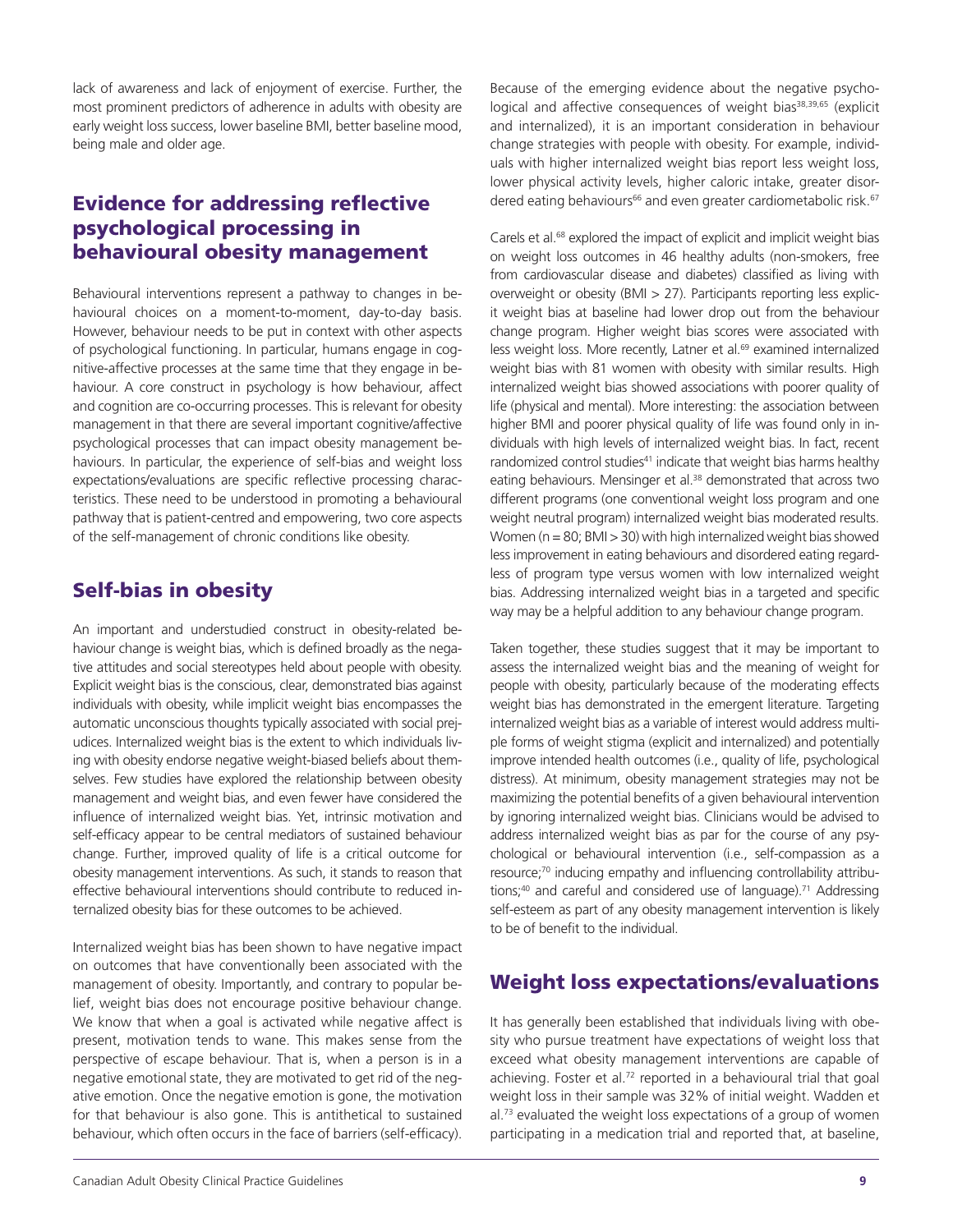lack of awareness and lack of enjoyment of exercise. Further, the most prominent predictors of adherence in adults with obesity are early weight loss success, lower baseline BMI, better baseline mood, being male and older age.

## Evidence for addressing reflective psychological processing in behavioural obesity management

Behavioural interventions represent a pathway to changes in behavioural choices on a moment-to-moment, day-to-day basis. However, behaviour needs to be put in context with other aspects of psychological functioning. In particular, humans engage in cognitive-affective processes at the same time that they engage in behaviour. A core construct in psychology is how behaviour, affect and cognition are co-occurring processes. This is relevant for obesity management in that there are several important cognitive/affective psychological processes that can impact obesity management behaviours. In particular, the experience of self-bias and weight loss expectations/evaluations are specific reflective processing characteristics. These need to be understood in promoting a behavioural pathway that is patient-centred and empowering, two core aspects of the self-management of chronic conditions like obesity.

## Self-bias in obesity

An important and understudied construct in obesity-related behaviour change is weight bias, which is defined broadly as the negative attitudes and social stereotypes held about people with obesity. Explicit weight bias is the conscious, clear, demonstrated bias against individuals with obesity, while implicit weight bias encompasses the automatic unconscious thoughts typically associated with social prejudices. Internalized weight bias is the extent to which individuals living with obesity endorse negative weight-biased beliefs about themselves. Few studies have explored the relationship between obesity management and weight bias, and even fewer have considered the influence of internalized weight bias. Yet, intrinsic motivation and self-efficacy appear to be central mediators of sustained behaviour change. Further, improved quality of life is a critical outcome for obesity management interventions. As such, it stands to reason that effective behavioural interventions should contribute to reduced internalized obesity bias for these outcomes to be achieved.

Internalized weight bias has been shown to have negative impact on outcomes that have conventionally been associated with the management of obesity. Importantly, and contrary to popular belief, weight bias does not encourage positive behaviour change. We know that when a goal is activated while negative affect is present, motivation tends to wane. This makes sense from the perspective of escape behaviour. That is, when a person is in a negative emotional state, they are motivated to get rid of the negative emotion. Once the negative emotion is gone, the motivation for that behaviour is also gone. This is antithetical to sustained behaviour, which often occurs in the face of barriers (self-efficacy).

Because of the emerging evidence about the negative psychological and affective consequences of weight bias[38,39,65] (explicit and internalized), it is an important consideration in behaviour change strategies with people with obesity. For example, individuals with higher internalized weight bias report less weight loss, lower physical activity levels, higher caloric intake, greater disordered eating behaviours[66] and even greater cardiometabolic risk.[67]

Carels et al.[68] explored the impact of explicit and implicit weight bias on weight loss outcomes in 46 healthy adults (non-smokers, free from cardiovascular disease and diabetes) classified as living with overweight or obesity (BMI > 27). Participants reporting less explicit weight bias at baseline had lower drop out from the behaviour change program. Higher weight bias scores were associated with less weight loss. More recently, Latner et al.[69] examined internalized weight bias with 81 women with obesity with similar results. High internalized weight bias showed associations with poorer quality of life (physical and mental). More interesting: the association between higher BMI and poorer physical quality of life was found only in individuals with high levels of internalized weight bias. In fact, recent randomized control studies[41] indicate that weight bias harms healthy eating behaviours. Mensinger et al.[38] demonstrated that across two different programs (one conventional weight loss program and one weight neutral program) internalized weight bias moderated results. Women (n = 80; BMI > 30) with high internalized weight bias showed less improvement in eating behaviours and disordered eating regardless of program type versus women with low internalized weight bias. Addressing internalized weight bias in a targeted and specific way may be a helpful addition to any behaviour change program.

Taken together, these studies suggest that it may be important to assess the internalized weight bias and the meaning of weight for people with obesity, particularly because of the moderating effects weight bias has demonstrated in the emergent literature. Targeting internalized weight bias as a variable of interest would address multiple forms of weight stigma (explicit and internalized) and potentially improve intended health outcomes (i.e., quality of life, psychological distress). At minimum, obesity management strategies may not be maximizing the potential benefits of a given behavioural intervention by ignoring internalized weight bias. Clinicians would be advised to address internalized weight bias as par for the course of any psychological or behavioural intervention (i.e., self-compassion as a resource;[70] inducing empathy and influencing controllability attributions;[40] and careful and considered use of language).[71] Addressing self-esteem as part of any obesity management intervention is likely to be of benefit to the individual.

## Weight loss expectations/evaluations

It has generally been established that individuals living with obesity who pursue treatment have expectations of weight loss that exceed what obesity management interventions are capable of achieving. Foster et al.[72] reported in a behavioural trial that goal weight loss in their sample was 32% of initial weight. Wadden et al.[73] evaluated the weight loss expectations of a group of women participating in a medication trial and reported that, at baseline,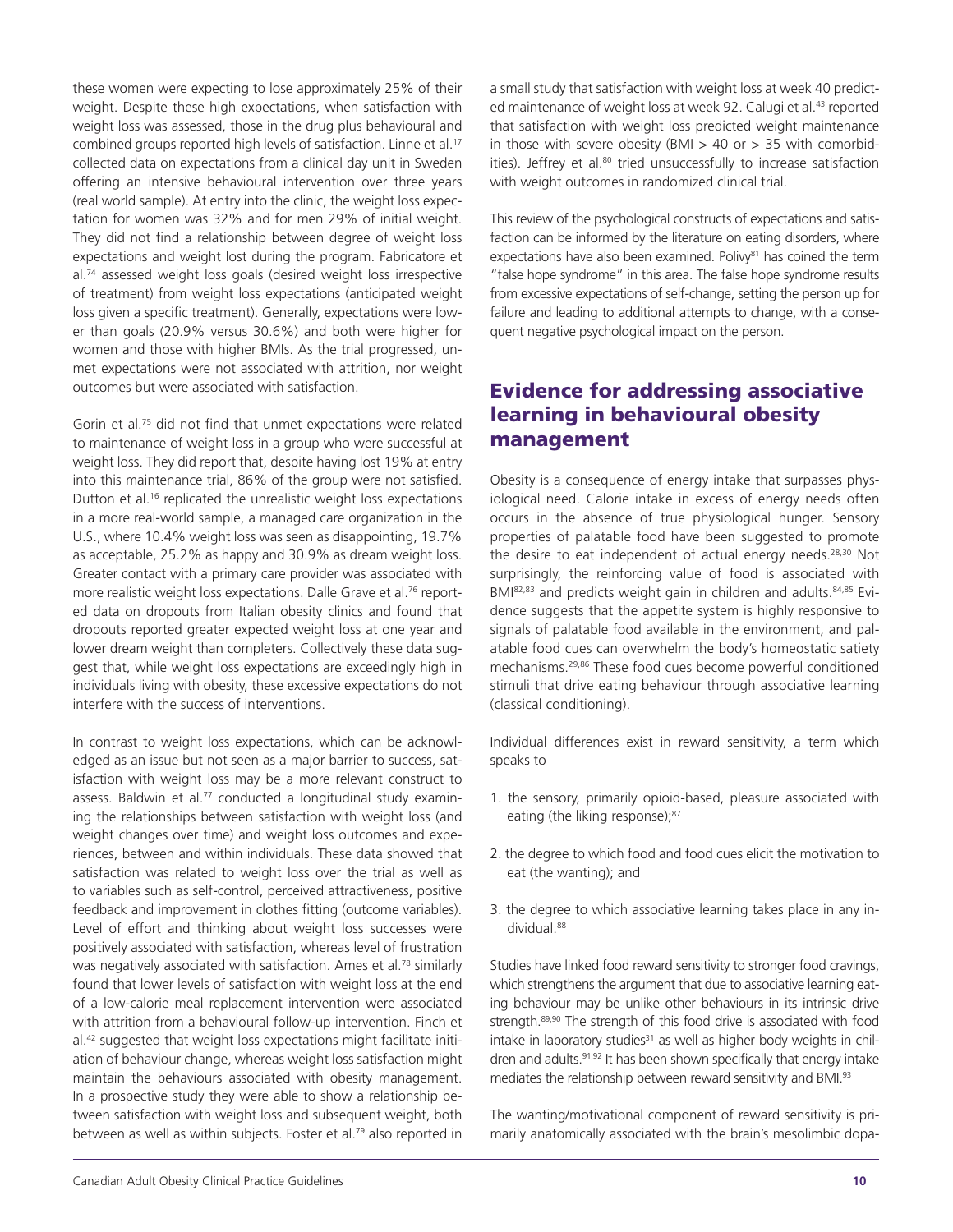these women were expecting to lose approximately 25% of their weight. Despite these high expectations, when satisfaction with weight loss was assessed, those in the drug plus behavioural and combined groups reported high levels of satisfaction. Linne et al.[17] collected data on expectations from a clinical day unit in Sweden offering an intensive behavioural intervention over three years (real world sample). At entry into the clinic, the weight loss expectation for women was 32% and for men 29% of initial weight. They did not find a relationship between degree of weight loss expectations and weight lost during the program. Fabricatore et al.[74] assessed weight loss goals (desired weight loss irrespective of treatment) from weight loss expectations (anticipated weight loss given a specific treatment). Generally, expectations were lower than goals (20.9% versus 30.6%) and both were higher for women and those with higher BMIs. As the trial progressed, unmet expectations were not associated with attrition, nor weight outcomes but were associated with satisfaction.

Gorin et al.[75] did not find that unmet expectations were related to maintenance of weight loss in a group who were successful at weight loss. They did report that, despite having lost 19% at entry into this maintenance trial, 86% of the group were not satisfied. Dutton et al.[16] replicated the unrealistic weight loss expectations in a more real-world sample, a managed care organization in the U.S., where 10.4% weight loss was seen as disappointing, 19.7% as acceptable, 25.2% as happy and 30.9% as dream weight loss. Greater contact with a primary care provider was associated with more realistic weight loss expectations. Dalle Grave et al.[76] reported data on dropouts from Italian obesity clinics and found that dropouts reported greater expected weight loss at one year and lower dream weight than completers. Collectively these data suggest that, while weight loss expectations are exceedingly high in individuals living with obesity, these excessive expectations do not interfere with the success of interventions.

In contrast to weight loss expectations, which can be acknowledged as an issue but not seen as a major barrier to success, satisfaction with weight loss may be a more relevant construct to assess. Baldwin et al.[77] conducted a longitudinal study examining the relationships between satisfaction with weight loss (and weight changes over time) and weight loss outcomes and experiences, between and within individuals. These data showed that satisfaction was related to weight loss over the trial as well as to variables such as self-control, perceived attractiveness, positive feedback and improvement in clothes fitting (outcome variables). Level of effort and thinking about weight loss successes were positively associated with satisfaction, whereas level of frustration was negatively associated with satisfaction. Ames et al.[78] similarly found that lower levels of satisfaction with weight loss at the end of a low-calorie meal replacement intervention were associated with attrition from a behavioural follow-up intervention. Finch et al.[42] suggested that weight loss expectations might facilitate initiation of behaviour change, whereas weight loss satisfaction might maintain the behaviours associated with obesity management. In a prospective study they were able to show a relationship between satisfaction with weight loss and subsequent weight, both between as well as within subjects. Foster et al.[79] also reported in a small study that satisfaction with weight loss at week 40 predicted maintenance of weight loss at week 92. Calugi et al.[43] reported that satisfaction with weight loss predicted weight maintenance in those with severe obesity (BMI > 40 or > 35 with comorbidities). Jeffrey et al.[80] tried unsuccessfully to increase satisfaction with weight outcomes in randomized clinical trial.

This review of the psychological constructs of expectations and satisfaction can be informed by the literature on eating disorders, where expectations have also been examined. Polivy[81] has coined the term "false hope syndrome" in this area. The false hope syndrome results from excessive expectations of self-change, setting the person up for failure and leading to additional attempts to change, with a consequent negative psychological impact on the person.

## Evidence for addressing associative learning in behavioural obesity management

Obesity is a consequence of energy intake that surpasses physiological need. Calorie intake in excess of energy needs often occurs in the absence of true physiological hunger. Sensory properties of palatable food have been suggested to promote the desire to eat independent of actual energy needs.[28,30] Not surprisingly, the reinforcing value of food is associated with BMI[82,83] and predicts weight gain in children and adults.[84,85] Evidence suggests that the appetite system is highly responsive to signals of palatable food available in the environment, and palatable food cues can overwhelm the body's homeostatic satiety mechanisms.[29,86] These food cues become powerful conditioned stimuli that drive eating behaviour through associative learning (classical conditioning).

Individual differences exist in reward sensitivity, a term which speaks to

1. the sensory, primarily opioid-based, pleasure associated with eating (the liking response);[87]
2. the degree to which food and food cues elicit the motivation to eat (the wanting); and
3. the degree to which associative learning takes place in any individual.[88]

Studies have linked food reward sensitivity to stronger food cravings, which strengthens the argument that due to associative learning eating behaviour may be unlike other behaviours in its intrinsic drive strength.[89,90] The strength of this food drive is associated with food intake in laboratory studies[31] as well as higher body weights in children and adults.[91,92] It has been shown specifically that energy intake mediates the relationship between reward sensitivity and BMI.[93]

The wanting/motivational component of reward sensitivity is primarily anatomically associated with the brain's mesolimbic dopa-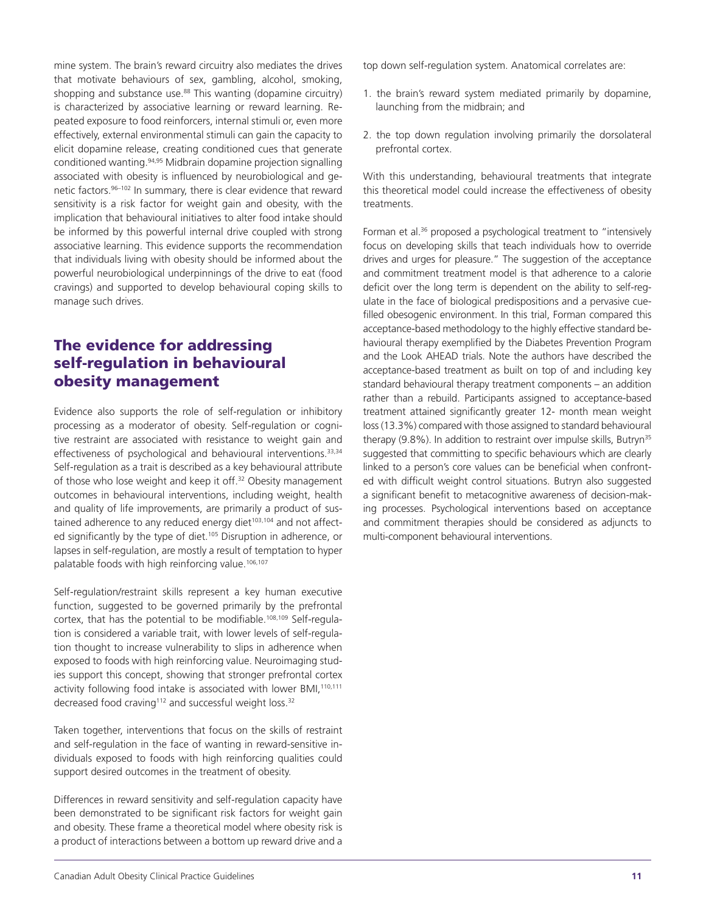mine system. The brain's reward circuitry also mediates the drives that motivate behaviours of sex, gambling, alcohol, smoking, shopping and substance use.[88] This wanting (dopamine circuitry) is characterized by associative learning or reward learning. Repeated exposure to food reinforcers, internal stimuli or, even more effectively, external environmental stimuli can gain the capacity to elicit dopamine release, creating conditioned cues that generate conditioned wanting.[94,95] Midbrain dopamine projection signalling associated with obesity is influenced by neurobiological and genetic factors.[96–102] In summary, there is clear evidence that reward sensitivity is a risk factor for weight gain and obesity, with the implication that behavioural initiatives to alter food intake should be informed by this powerful internal drive coupled with strong associative learning. This evidence supports the recommendation that individuals living with obesity should be informed about the powerful neurobiological underpinnings of the drive to eat (food cravings) and supported to develop behavioural coping skills to manage such drives.

## The evidence for addressing self-regulation in behavioural obesity management

Evidence also supports the role of self-regulation or inhibitory processing as a moderator of obesity. Self-regulation or cognitive restraint are associated with resistance to weight gain and effectiveness of psychological and behavioural interventions.[33,34] Self-regulation as a trait is described as a key behavioural attribute of those who lose weight and keep it off.[32] Obesity management outcomes in behavioural interventions, including weight, health and quality of life improvements, are primarily a product of sustained adherence to any reduced energy diet[103,104] and not affected significantly by the type of diet.[105] Disruption in adherence, or lapses in self-regulation, are mostly a result of temptation to hyper palatable foods with high reinforcing value.[106,107]

Self-regulation/restraint skills represent a key human executive function, suggested to be governed primarily by the prefrontal cortex, that has the potential to be modifiable.[108,109] Self-regulation is considered a variable trait, with lower levels of self-regulation thought to increase vulnerability to slips in adherence when exposed to foods with high reinforcing value. Neuroimaging studies support this concept, showing that stronger prefrontal cortex activity following food intake is associated with lower BMI,[110,111] decreased food craving[112] and successful weight loss.[32]

Taken together, interventions that focus on the skills of restraint and self-regulation in the face of wanting in reward-sensitive individuals exposed to foods with high reinforcing qualities could support desired outcomes in the treatment of obesity.

Differences in reward sensitivity and self-regulation capacity have been demonstrated to be significant risk factors for weight gain and obesity. These frame a theoretical model where obesity risk is a product of interactions between a bottom up reward drive and a top down self-regulation system. Anatomical correlates are:

1. the brain's reward system mediated primarily by dopamine, launching from the midbrain; and
2. the top down regulation involving primarily the dorsolateral prefrontal cortex.

With this understanding, behavioural treatments that integrate this theoretical model could increase the effectiveness of obesity treatments.

Forman et al.[36] proposed a psychological treatment to "intensively focus on developing skills that teach individuals how to override drives and urges for pleasure." The suggestion of the acceptance and commitment treatment model is that adherence to a calorie deficit over the long term is dependent on the ability to self-regulate in the face of biological predispositions and a pervasive cue-filled obesogenic environment. In this trial, Forman compared this acceptance-based methodology to the highly effective standard behavioural therapy exemplified by the Diabetes Prevention Program and the Look AHEAD trials. Note the authors have described the acceptance-based treatment as built on top of and including key standard behavioural therapy treatment components – an addition rather than a rebuild. Participants assigned to acceptance-based treatment attained significantly greater 12- month mean weight loss (13.3%) compared with those assigned to standard behavioural therapy (9.8%). In addition to restraint over impulse skills, Butryn[35] suggested that committing to specific behaviours which are clearly linked to a person's core values can be beneficial when confronted with difficult weight control situations. Butryn also suggested a significant benefit to metacognitive awareness of decision-making processes. Psychological interventions based on acceptance and commitment therapies should be considered as adjuncts to multi-component behavioural interventions.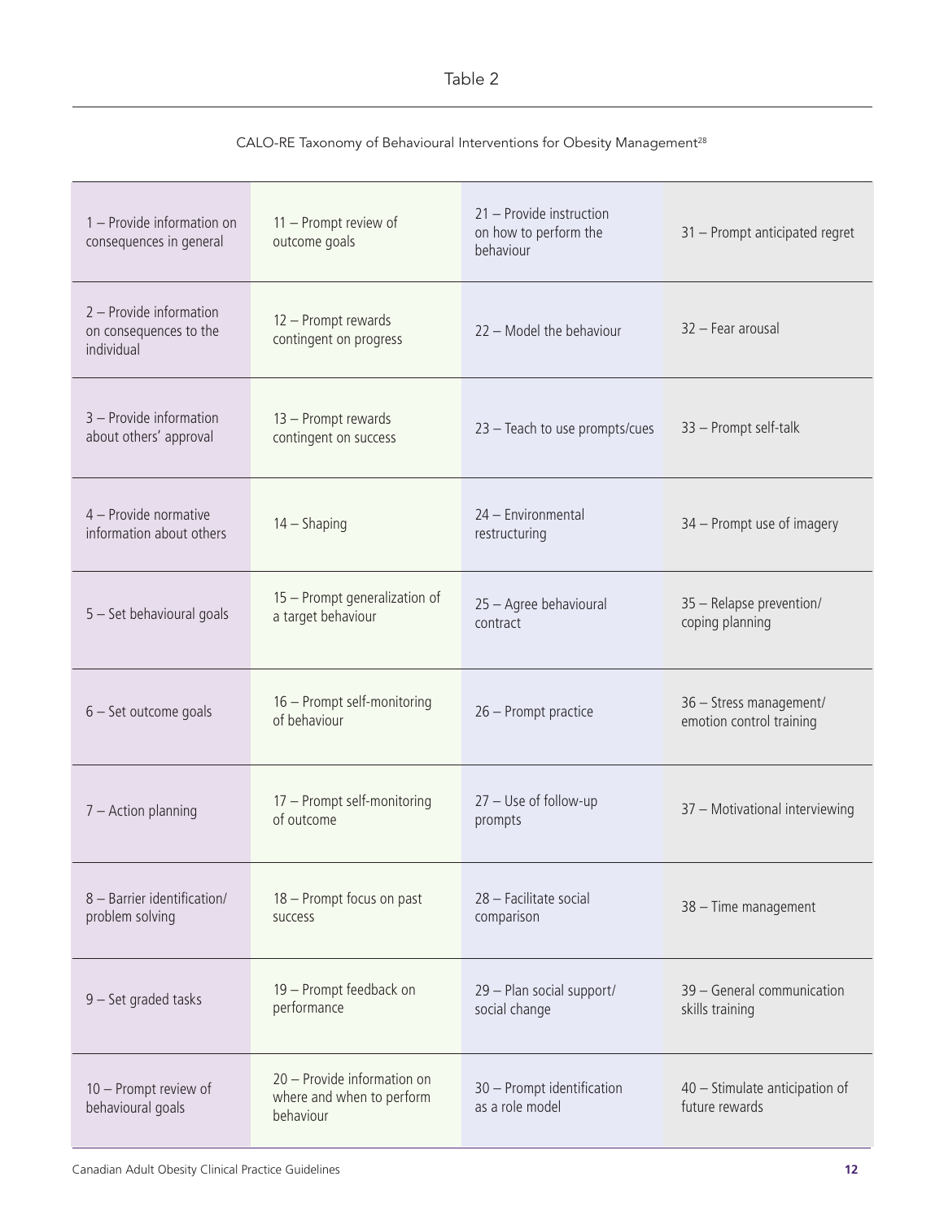Table 2

CALO-RE Taxonomy of Behavioural Interventions for Obesity Management[28]

| | | | |
|---|---|---|---|
| 1 – Provide information on consequences in general | 11 – Prompt review of outcome goals | 21 – Provide instruction on how to perform the behaviour | 31 – Prompt anticipated regret |
| 2 – Provide information on consequences to the individual | 12 – Prompt rewards contingent on progress | 22 – Model the behaviour | 32 – Fear arousal |
| 3 – Provide information about others' approval | 13 – Prompt rewards contingent on success | 23 – Teach to use prompts/cues | 33 – Prompt self-talk |
| 4 – Provide normative information about others | 14 – Shaping | 24 – Environmental restructuring | 34 – Prompt use of imagery |
| 5 – Set behavioural goals | 15 – Prompt generalization of a target behaviour | 25 – Agree behavioural contract | 35 – Relapse prevention/ coping planning |
| 6 – Set outcome goals | 16 – Prompt self-monitoring of behaviour | 26 – Prompt practice | 36 – Stress management/ emotion control training |
| 7 – Action planning | 17 – Prompt self-monitoring of outcome | 27 – Use of follow-up prompts | 37 – Motivational interviewing |
| 8 – Barrier identification/ problem solving | 18 – Prompt focus on past success | 28 – Facilitate social comparison | 38 – Time management |
| 9 – Set graded tasks | 19 – Prompt feedback on performance | 29 – Plan social support/ social change | 39 – General communication skills training |
| 10 – Prompt review of behavioural goals | 20 – Provide information on where and when to perform behaviour | 30 – Prompt identification as a role model | 40 – Stimulate anticipation of future rewards |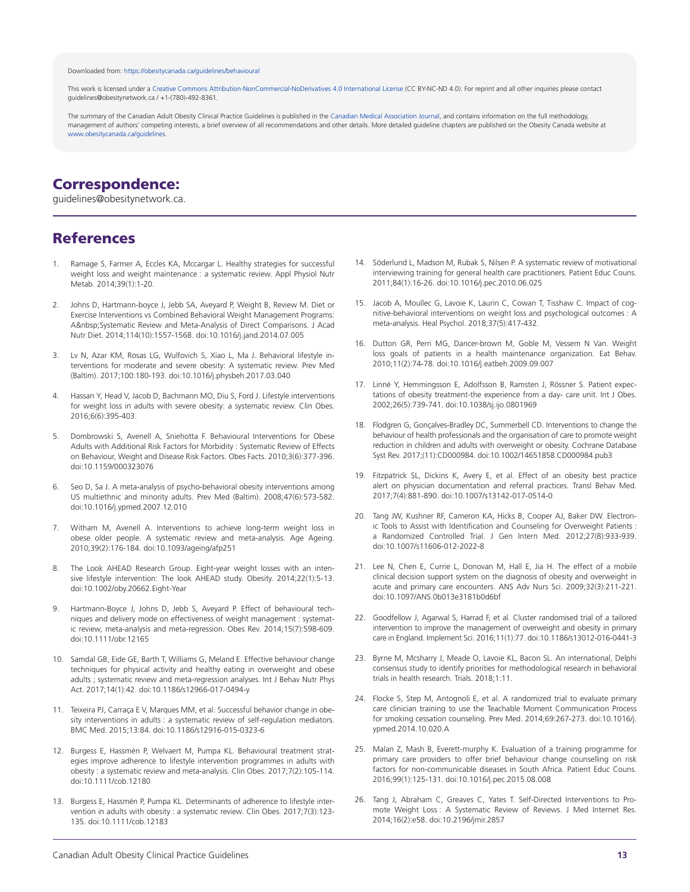Downloaded from: https://obesitycanada.ca/guidelines/behavioural

This work is licensed under a Creative Commons Attribution-NonCommercial-NoDerivatives 4.0 International License (CC BY-NC-ND 4.0). For reprint and all other inquiries please contact guidelines@obesitynetwork.ca / +1-(780)-492-8361.

The summary of the Canadian Adult Obesity Clinical Practice Guidelines is published in the Canadian Medical Association Journal, and contains information on the full methodology, management of authors' competing interests, a brief overview of all recommendations and other details. More detailed guideline chapters are published on the Obesity Canada website at www.obesitycanada.ca/guidelines.

## Correspondence:

guidelines@obesitynetwork.ca.

## References

1. Ramage S, Farmer A, Eccles KA, Mccargar L. Healthy strategies for successful weight loss and weight maintenance : a systematic review. Appl Physiol Nutr Metab. 2014;39(1):1-20.
2. Johns D, Hartmann-boyce J, Jebb SA, Aveyard P, Weight B, Review M. Diet or Exercise Interventions vs Combined Behavioral Weight Management Programs: A&nbsp;Systematic Review and Meta-Analysis of Direct Comparisons. J Acad Nutr Diet. 2014;114(10):1557-1568. doi:10.1016/j.jand.2014.07.005
3. Lv N, Azar KM, Rosas LG, Wulfovich S, Xiao L, Ma J. Behavioral lifestyle interventions for moderate and severe obesity: A systematic review. Prev Med (Baltim). 2017;100:180-193. doi:10.1016/j.physbeh.2017.03.040
4. Hassan Y, Head V, Jacob D, Bachmann MO, Diu S, Ford J. Lifestyle interventions for weight loss in adults with severe obesity: a systematic review. Clin Obes. 2016;6(6):395-403.
5. Dombrowski S, Avenell A, Sniehotta F. Behavioural Interventions for Obese Adults with Additional Risk Factors for Morbidity : Systematic Review of Effects on Behaviour, Weight and Disease Risk Factors. Obes Facts. 2010;3(6):377-396. doi:10.1159/000323076
6. Seo D, Sa J. A meta-analysis of psycho-behavioral obesity interventions among US multiethnic and minority adults. Prev Med (Baltim). 2008;47(6):573-582. doi:10.1016/j.ypmed.2007.12.010
7. Witham M, Avenell A. Interventions to achieve long-term weight loss in obese older people. A systematic review and meta-analysis. Age Ageing. 2010;39(2):176-184. doi:10.1093/ageing/afp251
8. The Look AHEAD Research Group. Eight-year weight losses with an intensive lifestyle intervention: The look AHEAD study. Obesity. 2014;22(1):5-13. doi:10.1002/oby.20662.Eight-Year
9. Hartmann-Boyce J, Johns D, Jebb S, Aveyard P. Effect of behavioural techniques and delivery mode on effectiveness of weight management : systematic review, meta-analysis and meta-regression. Obes Rev. 2014;15(7):598-609. doi:10.1111/obr.12165
10. Samdal GB, Eide GE, Barth T, Williams G, Meland E. Effective behaviour change techniques for physical activity and healthy eating in overweight and obese adults ; systematic review and meta-regression analyses. Int J Behav Nutr Phys Act. 2017;14(1):42. doi:10.1186/s12966-017-0494-y
11. Teixeira PJ, Carraça E V, Marques MM, et al. Successful behavior change in obesity interventions in adults : a systematic review of self-regulation mediators. BMC Med. 2015;13:84. doi:10.1186/s12916-015-0323-6
12. Burgess E, Hassmén P, Welvaert M, Pumpa KL. Behavioural treatment strategies improve adherence to lifestyle intervention programmes in adults with obesity : a systematic review and meta-analysis. Clin Obes. 2017;7(2):105-114. doi:10.1111/cob.12180
13. Burgess E, Hassmén P, Pumpa KL. Determinants of adherence to lifestyle intervention in adults with obesity : a systematic review. Clin Obes. 2017;7(3):123-135. doi:10.1111/cob.12183
14. Söderlund L, Madson M, Rubak S, Nilsen P. A systematic review of motivational interviewing training for general health care practitioners. Patient Educ Couns. 2011;84(1):16-26. doi:10.1016/j.pec.2010.06.025
15. Jacob A, Moullec G, Lavoie K, Laurin C, Cowan T, Tisshaw C. Impact of cognitive-behavioral interventions on weight loss and psychological outcomes : A meta-analysis. Heal Psychol. 2018;37(5):417-432.
16. Dutton GR, Perri MG, Dancer-brown M, Goble M, Vessem N Van. Weight loss goals of patients in a health maintenance organization. Eat Behav. 2010;11(2):74-78. doi:10.1016/j.eatbeh.2009.09.007
17. Linné Y, Hemmingsson E, Adolfsson B, Ramsten J, Rössner S. Patient expectations of obesity treatment-the experience from a day- care unit. Int J Obes. 2002;26(5):739-741. doi:10.1038/sj.ijo.0801969
18. Flodgren G, Gonçalves-Bradley DC, Summerbell CD. Interventions to change the behaviour of health professionals and the organisation of care to promote weight reduction in children and adults with overweight or obesity. Cochrane Database Syst Rev. 2017;(11):CD000984. doi:10.1002/14651858.CD000984.pub3
19. Fitzpatrick SL, Dickins K, Avery E, et al. Effect of an obesity best practice alert on physician documentation and referral practices. Transl Behav Med. 2017;7(4):881-890. doi:10.1007/s13142-017-0514-0
20. Tang JW, Kushner RF, Cameron KA, Hicks B, Cooper AJ, Baker DW. Electronic Tools to Assist with Identification and Counseling for Overweight Patients : a Randomized Controlled Trial. J Gen Intern Med. 2012;27(8):933-939. doi:10.1007/s11606-012-2022-8
21. Lee N, Chen E, Currie L, Donovan M, Hall E, Jia H. The effect of a mobile clinical decision support system on the diagnosis of obesity and overweight in acute and primary care encounters. ANS Adv Nurs Sci. 2009;32(3):211-221. doi:10.1097/ANS.0b013e3181b0d6bf
22. Goodfellow J, Agarwal S, Harrad F, et al. Cluster randomised trial of a tailored intervention to improve the management of overweight and obesity in primary care in England. Implement Sci. 2016;11(1):77. doi:10.1186/s13012-016-0441-3
23. Byrne M, Mcsharry J, Meade O, Lavoie KL, Bacon SL. An international, Delphi consensus study to identify priorities for methodological research in behavioral trials in health research. Trials. 2018;1:11.
24. Flocke S, Step M, Antognoli E, et al. A randomized trial to evaluate primary care clinician training to use the Teachable Moment Communication Process for smoking cessation counseling. Prev Med. 2014;69:267-273. doi:10.1016/j.ypmed.2014.10.020.A
25. Malan Z, Mash B, Everett-murphy K. Evaluation of a training programme for primary care providers to offer brief behaviour change counselling on risk factors for non-communicable diseases in South Africa. Patient Educ Couns. 2016;99(1):125-131. doi:10.1016/j.pec.2015.08.008
26. Tang J, Abraham C, Greaves C, Yates T. Self-Directed Interventions to Promote Weight Loss : A Systematic Review of Reviews. J Med Internet Res. 2014;16(2):e58. doi:10.2196/jmir.2857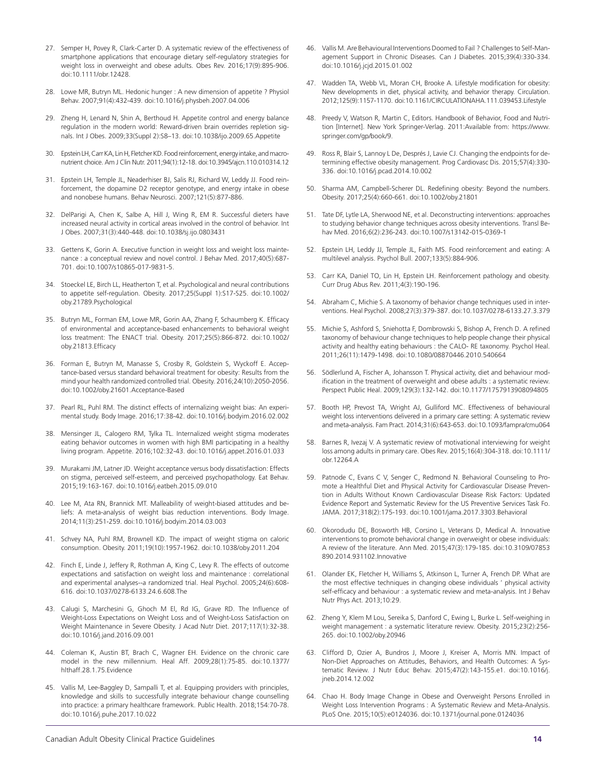27. Semper H, Povey R, Clark-Carter D. A systematic review of the effectiveness of smartphone applications that encourage dietary self-regulatory strategies for weight loss in overweight and obese adults. Obes Rev. 2016;17(9):895-906. doi:10.1111/obr.12428.

28. Lowe MR, Butryn ML. Hedonic hunger : A new dimension of appetite ? Physiol Behav. 2007;91(4):432-439. doi:10.1016/j.physbeh.2007.04.006

29. Zheng H, Lenard N, Shin A, Berthoud H. Appetite control and energy balance regulation in the modern world: Reward-driven brain overrides repletion signals. Int J Obes. 2009;33(Suppl 2):S8–13. doi:10.1038/ijo.2009.65.Appetite

30. Epstein LH, Carr KA, Lin H, Fletcher KD. Food reinforcement, energy intake, and macronutrient choice. Am J Clin Nutr. 2011;94(1):12-18. doi:10.3945/ajcn.110.010314.12

31. Epstein LH, Temple JL, Neaderhiser BJ, Salis RJ, Richard W, Leddy JJ. Food reinforcement, the dopamine D2 receptor genotype, and energy intake in obese and nonobese humans. Behav Neurosci. 2007;121(5):877-886.

32. DelParigi A, Chen K, Salbe A, Hill J, Wing R, EM R. Successful dieters have increased neural activity in cortical areas involved in the control of behavior. Int J Obes. 2007;31(3):440-448. doi:10.1038/sj.ijo.0803431

33. Gettens K, Gorin A. Executive function in weight loss and weight loss maintenance : a conceptual review and novel control. J Behav Med. 2017;40(5):687-701. doi:10.1007/s10865-017-9831-5.

34. Stoeckel LE, Birch LL, Heatherton T, et al. Psychological and neural contributions to appetite self-regulation. Obesity. 2017;25(Suppl 1):S17-S25. doi:10.1002/oby.21789.Psychological

35. Butryn ML, Forman EM, Lowe MR, Gorin AA, Zhang F, Schaumberg K. Efficacy of environmental and acceptance-based enhancements to behavioral weight loss treatment: The ENACT trial. Obesity. 2017;25(5):866-872. doi:10.1002/oby.21813.Efficacy

36. Forman E, Butryn M, Manasse S, Crosby R, Goldstein S, Wyckoff E. Acceptance-based versus standard behavioral treatment for obesity: Results from the mind your health randomized controlled trial. Obesity. 2016;24(10):2050-2056. doi:10.1002/oby.21601.Acceptance-Based

37. Pearl RL, Puhl RM. The distinct effects of internalizing weight bias: An experimental study. Body Image. 2016;17:38-42. doi:10.1016/j.bodyim.2016.02.002

38. Mensinger JL, Calogero RM, Tylka TL. Internalized weight stigma moderates eating behavior outcomes in women with high BMI participating in a healthy living program. Appetite. 2016;102:32-43. doi:10.1016/j.appet.2016.01.033

39. Murakami JM, Latner JD. Weight acceptance versus body dissatisfaction: Effects on stigma, perceived self-esteem, and perceived psychopathology. Eat Behav. 2015;19:163-167. doi:10.1016/j.eatbeh.2015.09.010

40. Lee M, Ata RN, Brannick MT. Malleability of weight-biased attitudes and beliefs: A meta-analysis of weight bias reduction interventions. Body Image. 2014;11(3):251-259. doi:10.1016/j.bodyim.2014.03.003

41. Schvey NA, Puhl RM, Brownell KD. The impact of weight stigma on caloric consumption. Obesity. 2011;19(10):1957-1962. doi:10.1038/oby.2011.204

42. Finch E, Linde J, Jeffery R, Rothman A, King C, Levy R. The effects of outcome expectations and satisfaction on weight loss and maintenance : correlational and experimental analyses--a randomized trial. Heal Psychol. 2005;24(6):608-616. doi:10.1037/0278-6133.24.6.608.The

43. Calugi S, Marchesini G, Ghoch M El, Rd IG, Grave RD. The Influence of Weight-Loss Expectations on Weight Loss and of Weight-Loss Satisfaction on Weight Maintenance in Severe Obesity. J Acad Nutr Diet. 2017;117(1):32-38. doi:10.1016/j.jand.2016.09.001

44. Coleman K, Austin BT, Brach C, Wagner EH. Evidence on the chronic care model in the new millennium. Heal Aff. 2009;28(1):75-85. doi:10.1377/hlthaff.28.1.75.Evidence

45. Vallis M, Lee-Baggley D, Sampalli T, et al. Equipping providers with principles, knowledge and skills to successfully integrate behaviour change counselling into practice: a primary healthcare framework. Public Health. 2018;154:70-78. doi:10.1016/j.puhe.2017.10.022

46. Vallis M. Are Behavioural Interventions Doomed to Fail ? Challenges to Self-Management Support in Chronic Diseases. Can J Diabetes. 2015;39(4):330-334. doi:10.1016/j.jcjd.2015.01.002

47. Wadden TA, Webb VL, Moran CH, Brooke A. Lifestyle modification for obesity: New developments in diet, physical activity, and behavior therapy. Circulation. 2012;125(9):1157-1170. doi:10.1161/CIRCULATIONAHA.111.039453.Lifestyle

48. Preedy V, Watson R, Martin C, Editors. Handbook of Behavior, Food and Nutrition [Internet]. New York Springer-Verlag. 2011:Available from: https://www.springer.com/gp/book/9.

49. Ross R, Blair S, Lannoy L De, Després J, Lavie CJ. Changing the endpoints for determining effective obesity management. Prog Cardiovasc Dis. 2015;57(4):330-336. doi:10.1016/j.pcad.2014.10.002

50. Sharma AM, Campbell-Scherer DL. Redefining obesity: Beyond the numbers. Obesity. 2017;25(4):660-661. doi:10.1002/oby.21801

51. Tate DF, Lytle LA, Sherwood NE, et al. Deconstructing interventions: approaches to studying behavior change techniques across obesity interventions. Transl Behav Med. 2016;6(2):236-243. doi:10.1007/s13142-015-0369-1

52. Epstein LH, Leddy JJ, Temple JL, Faith MS. Food reinforcement and eating: A multilevel analysis. Psychol Bull. 2007;133(5):884-906.

53. Carr KA, Daniel TO, Lin H, Epstein LH. Reinforcement pathology and obesity. Curr Drug Abus Rev. 2011;4(3):190-196.

54. Abraham C, Michie S. A taxonomy of behavior change techniques used in interventions. Heal Psychol. 2008;27(3):379-387. doi:10.1037/0278-6133.27.3.379

55. Michie S, Ashford S, Sniehotta F, Dombrowski S, Bishop A, French D. A refined taxonomy of behaviour change techniques to help people change their physical activity and healthy eating behaviours : the CALO- RE taxonomy. Psychol Heal. 2011;26(11):1479-1498. doi:10.1080/08870446.2010.540664

56. Södlerlund A, Fischer A, Johansson T. Physical activity, diet and behaviour modification in the treatment of overweight and obese adults : a systematic review. Perspect Public Heal. 2009;129(3):132-142. doi:10.1177/1757913908094805

57. Booth HP, Prevost TA, Wright AJ, Gulliford MC. Effectiveness of behavioural weight loss interventions delivered in a primary care setting: A systematic review and meta-analysis. Fam Pract. 2014;31(6):643-653. doi:10.1093/fampra/cmu064

58. Barnes R, Ivezaj V. A systematic review of motivational interviewing for weight loss among adults in primary care. Obes Rev. 2015;16(4):304-318. doi:10.1111/obr.12264.A

59. Patnode C, Evans C V, Senger C, Redmond N. Behavioral Counseling to Promote a Healthful Diet and Physical Activity for Cardiovascular Disease Prevention in Adults Without Known Cardiovascular Disease Risk Factors: Updated Evidence Report and Systematic Review for the US Preventive Services Task Fo. JAMA. 2017;318(2):175-193. doi:10.1001/jama.2017.3303.Behavioral

60. Okorodudu DE, Bosworth HB, Corsino L, Veterans D, Medical A. Innovative interventions to promote behavioral change in overweight or obese individuals: A review of the literature. Ann Med. 2015;47(3):179-185. doi:10.3109/07853890.2014.931102.Innovative

61. Olander EK, Fletcher H, Williams S, Atkinson L, Turner A, French DP. What are the most effective techniques in changing obese individuals ' physical activity self-efficacy and behaviour : a systematic review and meta-analysis. Int J Behav Nutr Phys Act. 2013;10:29.

62. Zheng Y, Klem M Lou, Sereika S, Danford C, Ewing L, Burke L. Self-weighing in weight management : a systematic literature review. Obesity. 2015;23(2):256-265. doi:10.1002/oby.20946

63. Clifford D, Ozier A, Bundros J, Moore J, Kreiser A, Morris MN. Impact of Non-Diet Approaches on Attitudes, Behaviors, and Health Outcomes: A Systematic Review. J Nutr Educ Behav. 2015;47(2):143-155.e1. doi:10.1016/j.jneb.2014.12.002

64. Chao H. Body Image Change in Obese and Overweight Persons Enrolled in Weight Loss Intervention Programs : A Systematic Review and Meta-Analysis. PLoS One. 2015;10(5):e0124036. doi:10.1371/journal.pone.0124036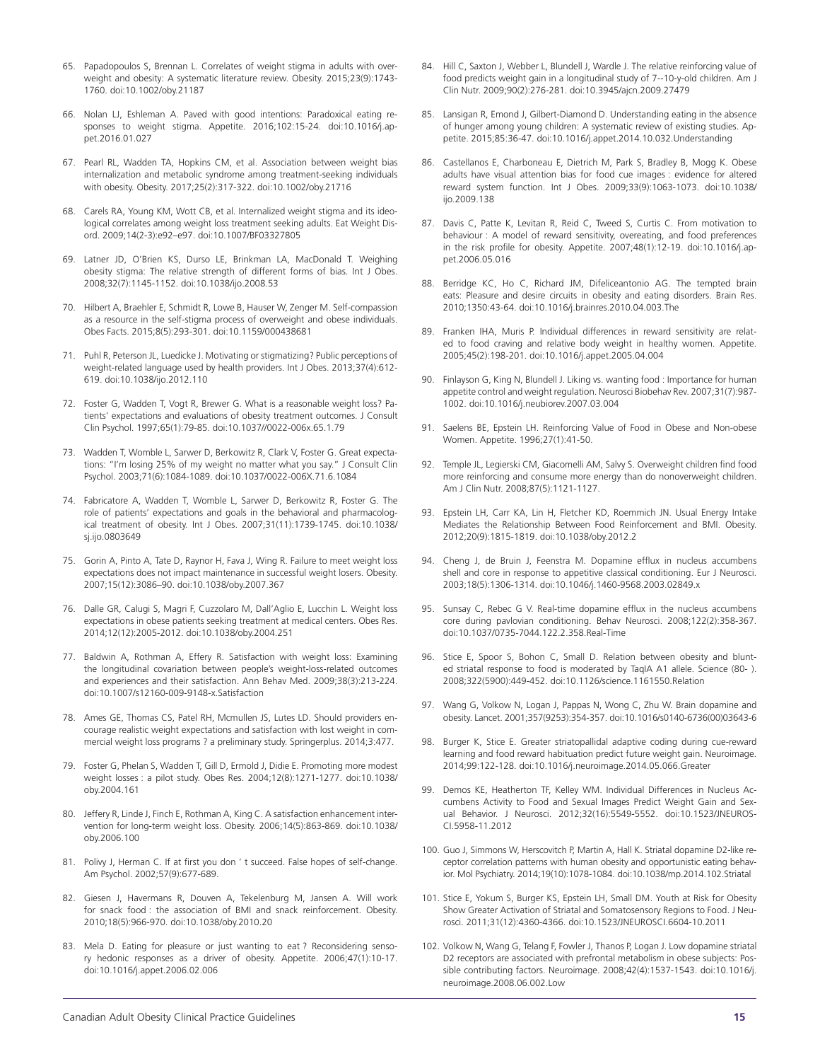65. Papadopoulos S, Brennan L. Correlates of weight stigma in adults with overweight and obesity: A systematic literature review. Obesity. 2015;23(9):1743-1760. doi:10.1002/oby.21187

66. Nolan LJ, Eshleman A. Paved with good intentions: Paradoxical eating responses to weight stigma. Appetite. 2016;102:15-24. doi:10.1016/j.appet.2016.01.027

67. Pearl RL, Wadden TA, Hopkins CM, et al. Association between weight bias internalization and metabolic syndrome among treatment-seeking individuals with obesity. Obesity. 2017;25(2):317-322. doi:10.1002/oby.21716

68. Carels RA, Young KM, Wott CB, et al. Internalized weight stigma and its ideological correlates among weight loss treatment seeking adults. Eat Weight Disord. 2009;14(2-3):e92–e97. doi:10.1007/BF03327805

69. Latner JD, O'Brien KS, Durso LE, Brinkman LA, MacDonald T. Weighing obesity stigma: The relative strength of different forms of bias. Int J Obes. 2008;32(7):1145-1152. doi:10.1038/ijo.2008.53

70. Hilbert A, Braehler E, Schmidt R, Lowe B, Hauser W, Zenger M. Self-compassion as a resource in the self-stigma process of overweight and obese individuals. Obes Facts. 2015;8(5):293-301. doi:10.1159/000438681

71. Puhl R, Peterson JL, Luedicke J. Motivating or stigmatizing? Public perceptions of weight-related language used by health providers. Int J Obes. 2013;37(4):612-619. doi:10.1038/ijo.2012.110

72. Foster G, Wadden T, Vogt R, Brewer G. What is a reasonable weight loss? Patients' expectations and evaluations of obesity treatment outcomes. J Consult Clin Psychol. 1997;65(1):79-85. doi:10.1037//0022-006x.65.1.79

73. Wadden T, Womble L, Sarwer D, Berkowitz R, Clark V, Foster G. Great expectations: "I'm losing 25% of my weight no matter what you say." J Consult Clin Psychol. 2003;71(6):1084-1089. doi:10.1037/0022-006X.71.6.1084

74. Fabricatore A, Wadden T, Womble L, Sarwer D, Berkowitz R, Foster G. The role of patients' expectations and goals in the behavioral and pharmacological treatment of obesity. Int J Obes. 2007;31(11):1739-1745. doi:10.1038/sj.ijo.0803649

75. Gorin A, Pinto A, Tate D, Raynor H, Fava J, Wing R. Failure to meet weight loss expectations does not impact maintenance in successful weight losers. Obesity. 2007;15(12):3086–90. doi:10.1038/oby.2007.367

76. Dalle GR, Calugi S, Magri F, Cuzzolaro M, Dall'Aglio E, Lucchin L. Weight loss expectations in obese patients seeking treatment at medical centers. Obes Res. 2014;12(12):2005-2012. doi:10.1038/oby.2004.251

77. Baldwin A, Rothman A, Effery R. Satisfaction with weight loss: Examining the longitudinal covariation between people's weight-loss-related outcomes and experiences and their satisfaction. Ann Behav Med. 2009;38(3):213-224. doi:10.1007/s12160-009-9148-x.Satisfaction

78. Ames GE, Thomas CS, Patel RH, Mcmullen JS, Lutes LD. Should providers encourage realistic weight expectations and satisfaction with lost weight in commercial weight loss programs ? a preliminary study. Springerplus. 2014;3:477.

79. Foster G, Phelan S, Wadden T, Gill D, Ermold J, Didie E. Promoting more modest weight losses : a pilot study. Obes Res. 2004;12(8):1271-1277. doi:10.1038/oby.2004.161

80. Jeffery R, Linde J, Finch E, Rothman A, King C. A satisfaction enhancement intervention for long-term weight loss. Obesity. 2006;14(5):863-869. doi:10.1038/oby.2006.100

81. Polivy J, Herman C. If at first you don ' t succeed. False hopes of self-change. Am Psychol. 2002;57(9):677-689.

82. Giesen J, Havermans R, Douven A, Tekelenburg M, Jansen A. Will work for snack food : the association of BMI and snack reinforcement. Obesity. 2010;18(5):966-970. doi:10.1038/oby.2010.20

83. Mela D. Eating for pleasure or just wanting to eat ? Reconsidering sensory hedonic responses as a driver of obesity. Appetite. 2006;47(1):10-17. doi:10.1016/j.appet.2006.02.006

84. Hill C, Saxton J, Webber L, Blundell J, Wardle J. The relative reinforcing value of food predicts weight gain in a longitudinal study of 7--10-y-old children. Am J Clin Nutr. 2009;90(2):276-281. doi:10.3945/ajcn.2009.27479

85. Lansigan R, Emond J, Gilbert-Diamond D. Understanding eating in the absence of hunger among young children: A systematic review of existing studies. Appetite. 2015;85:36-47. doi:10.1016/j.appet.2014.10.032.Understanding

86. Castellanos E, Charboneau E, Dietrich M, Park S, Bradley B, Mogg K. Obese adults have visual attention bias for food cue images : evidence for altered reward system function. Int J Obes. 2009;33(9):1063-1073. doi:10.1038/ijo.2009.138

87. Davis C, Patte K, Levitan R, Reid C, Tweed S, Curtis C. From motivation to behaviour : A model of reward sensitivity, overeating, and food preferences in the risk profile for obesity. Appetite. 2007;48(1):12-19. doi:10.1016/j.appet.2006.05.016

88. Berridge KC, Ho C, Richard JM, Difeliceantonio AG. The tempted brain eats: Pleasure and desire circuits in obesity and eating disorders. Brain Res. 2010;1350:43-64. doi:10.1016/j.brainres.2010.04.003.The

89. Franken IHA, Muris P. Individual differences in reward sensitivity are related to food craving and relative body weight in healthy women. Appetite. 2005;45(2):198-201. doi:10.1016/j.appet.2005.04.004

90. Finlayson G, King N, Blundell J. Liking vs. wanting food : Importance for human appetite control and weight regulation. Neurosci Biobehav Rev. 2007;31(7):987-1002. doi:10.1016/j.neubiorev.2007.03.004

91. Saelens BE, Epstein LH. Reinforcing Value of Food in Obese and Non-obese Women. Appetite. 1996;27(1):41-50.

92. Temple JL, Legierski CM, Giacomelli AM, Salvy S. Overweight children find food more reinforcing and consume more energy than do nonoverweight children. Am J Clin Nutr. 2008;87(5):1121-1127.

93. Epstein LH, Carr KA, Lin H, Fletcher KD, Roemmich JN. Usual Energy Intake Mediates the Relationship Between Food Reinforcement and BMI. Obesity. 2012;20(9):1815-1819. doi:10.1038/oby.2012.2

94. Cheng J, de Bruin J, Feenstra M. Dopamine efflux in nucleus accumbens shell and core in response to appetitive classical conditioning. Eur J Neurosci. 2003;18(5):1306-1314. doi:10.1046/j.1460-9568.2003.02849.x

95. Sunsay C, Rebec G V. Real-time dopamine efflux in the nucleus accumbens core during pavlovian conditioning. Behav Neurosci. 2008;122(2):358-367. doi:10.1037/0735-7044.122.2.358.Real-Time

96. Stice E, Spoor S, Bohon C, Small D. Relation between obesity and blunted striatal response to food is moderated by TaqIA A1 allele. Science (80- ). 2008;322(5900):449-452. doi:10.1126/science.1161550.Relation

97. Wang G, Volkow N, Logan J, Pappas N, Wong C, Zhu W. Brain dopamine and obesity. Lancet. 2001;357(9253):354-357. doi:10.1016/s0140-6736(00)03643-6

98. Burger K, Stice E. Greater striatopallidal adaptive coding during cue-reward learning and food reward habituation predict future weight gain. Neuroimage. 2014;99:122-128. doi:10.1016/j.neuroimage.2014.05.066.Greater

99. Demos KE, Heatherton TF, Kelley WM. Individual Differences in Nucleus Accumbens Activity to Food and Sexual Images Predict Weight Gain and Sexual Behavior. J Neurosci. 2012;32(16):5549-5552. doi:10.1523/JNEUROSCI.5958-11.2012

100. Guo J, Simmons W, Herscovitch P, Martin A, Hall K. Striatal dopamine D2-like receptor correlation patterns with human obesity and opportunistic eating behavior. Mol Psychiatry. 2014;19(10):1078-1084. doi:10.1038/mp.2014.102.Striatal

101. Stice E, Yokum S, Burger KS, Epstein LH, Small DM. Youth at Risk for Obesity Show Greater Activation of Striatal and Somatosensory Regions to Food. J Neurosci. 2011;31(12):4360-4366. doi:10.1523/JNEUROSCI.6604-10.2011

102. Volkow N, Wang G, Telang F, Fowler J, Thanos P, Logan J. Low dopamine striatal D2 receptors are associated with prefrontal metabolism in obese subjects: Possible contributing factors. Neuroimage. 2008;42(4):1537-1543. doi:10.1016/j.neuroimage.2008.06.002.Low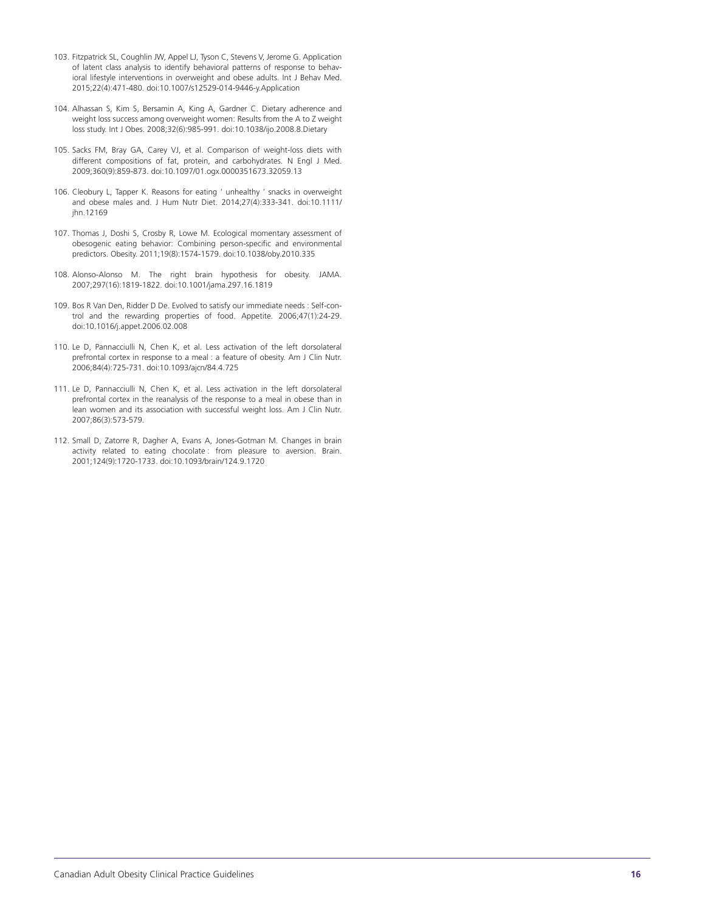103. Fitzpatrick SL, Coughlin JW, Appel LJ, Tyson C, Stevens V, Jerome G. Application of latent class analysis to identify behavioral patterns of response to behavioral lifestyle interventions in overweight and obese adults. Int J Behav Med. 2015;22(4):471-480. doi:10.1007/s12529-014-9446-y.Application

104. Alhassan S, Kim S, Bersamin A, King A, Gardner C. Dietary adherence and weight loss success among overweight women: Results from the A to Z weight loss study. Int J Obes. 2008;32(6):985-991. doi:10.1038/ijo.2008.8.Dietary

105. Sacks FM, Bray GA, Carey VJ, et al. Comparison of weight-loss diets with different compositions of fat, protein, and carbohydrates. N Engl J Med. 2009;360(9):859-873. doi:10.1097/01.ogx.0000351673.32059.13

106. Cleobury L, Tapper K. Reasons for eating ' unhealthy ' snacks in overweight and obese males and. J Hum Nutr Diet. 2014;27(4):333-341. doi:10.1111/jhn.12169

107. Thomas J, Doshi S, Crosby R, Lowe M. Ecological momentary assessment of obesogenic eating behavior: Combining person-specific and environmental predictors. Obesity. 2011;19(8):1574-1579. doi:10.1038/oby.2010.335

108. Alonso-Alonso M. The right brain hypothesis for obesity. JAMA. 2007;297(16):1819-1822. doi:10.1001/jama.297.16.1819

109. Bos R Van Den, Ridder D De. Evolved to satisfy our immediate needs : Self-control and the rewarding properties of food. Appetite. 2006;47(1):24-29. doi:10.1016/j.appet.2006.02.008

110. Le D, Pannacciulli N, Chen K, et al. Less activation of the left dorsolateral prefrontal cortex in response to a meal : a feature of obesity. Am J Clin Nutr. 2006;84(4):725-731. doi:10.1093/ajcn/84.4.725

111. Le D, Pannacciulli N, Chen K, et al. Less activation in the left dorsolateral prefrontal cortex in the reanalysis of the response to a meal in obese than in lean women and its association with successful weight loss. Am J Clin Nutr. 2007;86(3):573-579.

112. Small D, Zatorre R, Dagher A, Evans A, Jones-Gotman M. Changes in brain activity related to eating chocolate : from pleasure to aversion. Brain. 2001;124(9):1720-1733. doi:10.1093/brain/124.9.1720